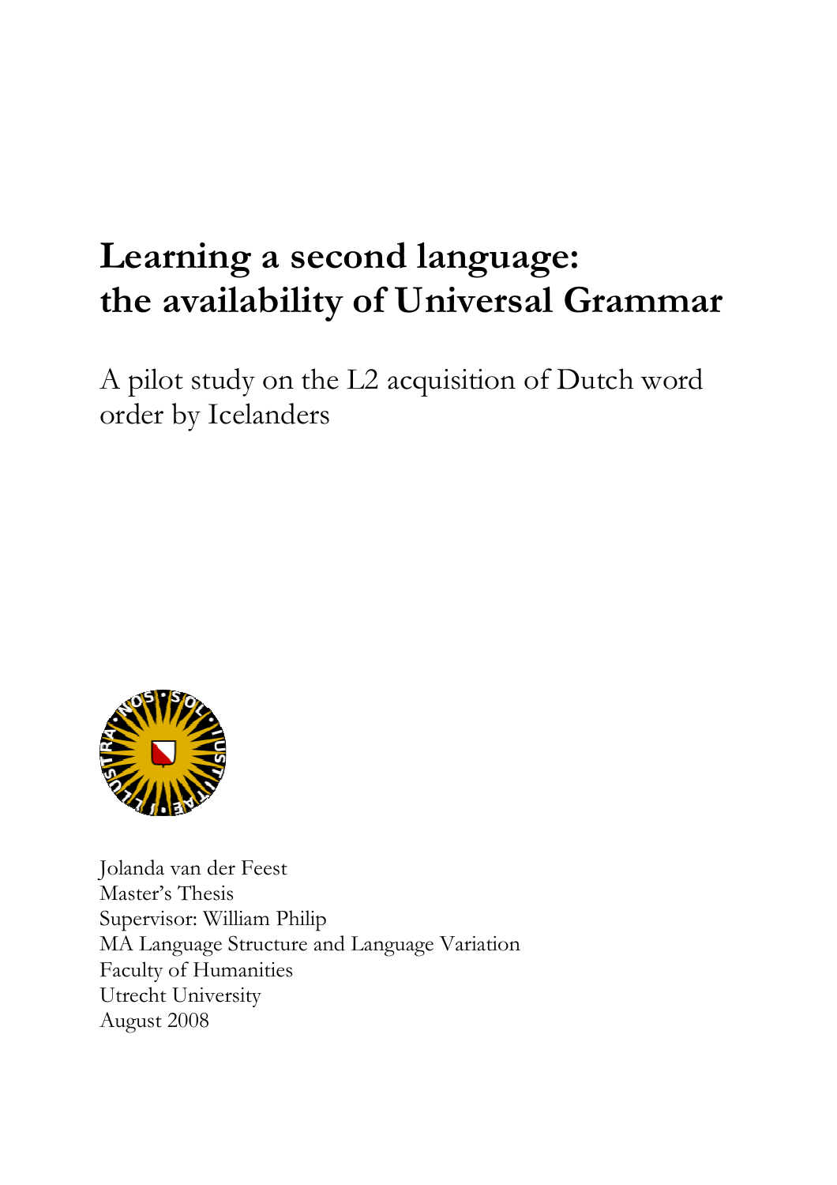# Learning a second language: the availability of Universal Grammar

A pilot study on the L2 acquisition of Dutch word order by Icelanders

Jolanda van der Feest
Master's Thesis
Supervisor: William Philip
MA Language Structure and Language Variation
Faculty of Humanities
Utrecht University
August 2008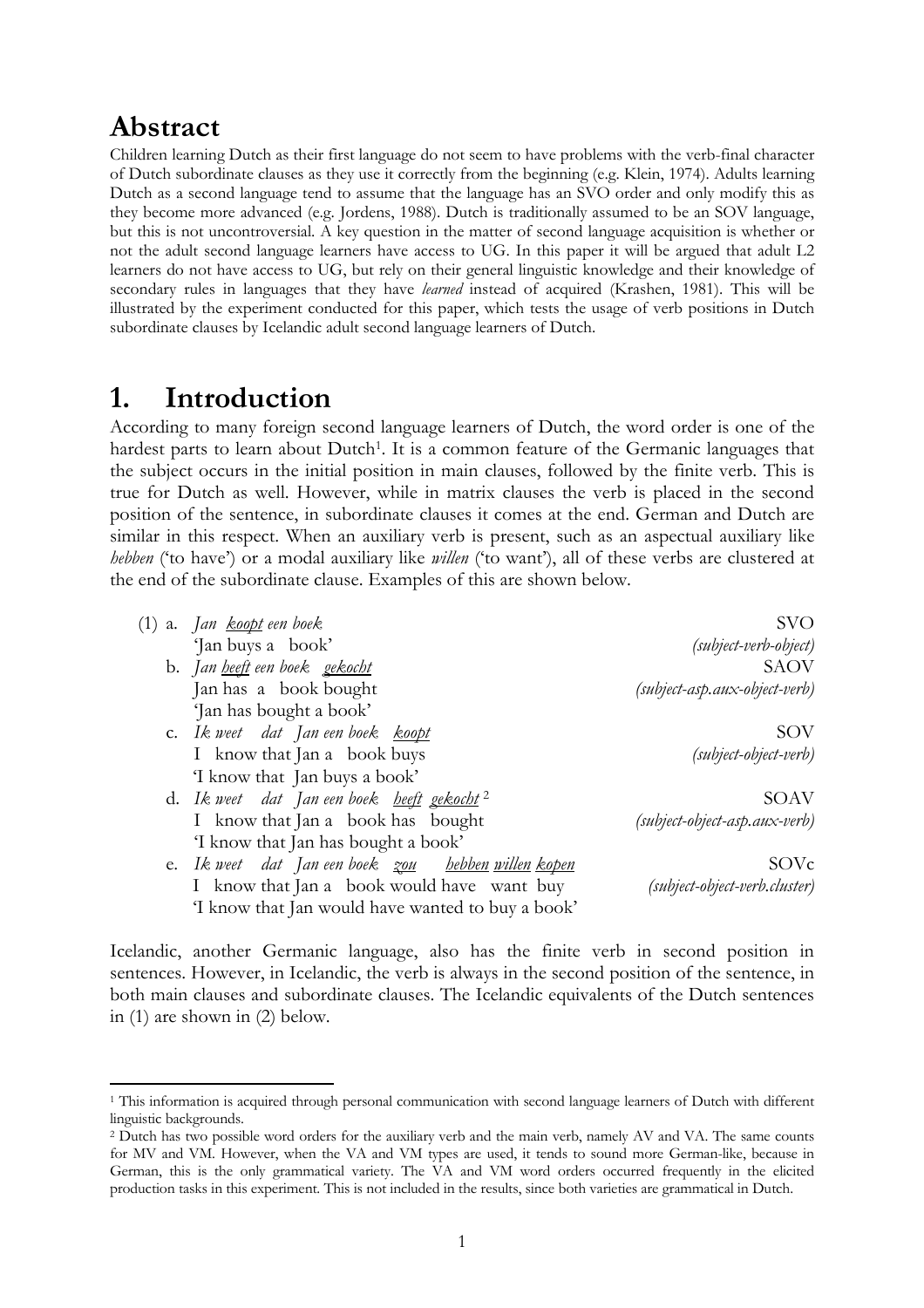# Abstract

Children learning Dutch as their first language do not seem to have problems with the verb-final character of Dutch subordinate clauses as they use it correctly from the beginning (e.g. Klein, 1974). Adults learning Dutch as a second language tend to assume that the language has an SVO order and only modify this as they become more advanced (e.g. Jordens, 1988). Dutch is traditionally assumed to be an SOV language, but this is not uncontroversial. A key question in the matter of second language acquisition is whether or not the adult second language learners have access to UG. In this paper it will be argued that adult L2 learners do not have access to UG, but rely on their general linguistic knowledge and their knowledge of secondary rules in languages that they have *learned* instead of acquired (Krashen, 1981). This will be illustrated by the experiment conducted for this paper, which tests the usage of verb positions in Dutch subordinate clauses by Icelandic adult second language learners of Dutch.

# 1. Introduction

According to many foreign second language learners of Dutch, the word order is one of the hardest parts to learn about Dutch[1]. It is a common feature of the Germanic languages that the subject occurs in the initial position in main clauses, followed by the finite verb. This is true for Dutch as well. However, while in matrix clauses the verb is placed in the second position of the sentence, in subordinate clauses it comes at the end. German and Dutch are similar in this respect. When an auxiliary verb is present, such as an aspectual auxiliary like *hebben* ('to have') or a modal auxiliary like *willen* ('to want'), all of these verbs are clustered at the end of the subordinate clause. Examples of this are shown below.

(1) a. *Jan <u>koopt</u> een boek* — SVO
   'Jan buys a book' — *(subject-verb-object)*

   b. *Jan <u>heeft</u> een boek <u>gekocht</u>* — SAOV
   Jan has a book bought — *(subject-asp.aux-object-verb)*
   'Jan has bought a book'

   c. *Ik weet dat Jan een boek <u>koopt</u>* — SOV
   I know that Jan a book buys — *(subject-object-verb)*
   'I know that Jan buys a book'

   d. *Ik weet dat Jan een boek <u>heeft</u> <u>gekocht</u>* [2] — SOAV
   I know that Jan a book has bought — *(subject-object-asp.aux-verb)*
   'I know that Jan has bought a book'

   e. *Ik weet dat Jan een boek <u>zou</u> <u>hebben</u> <u>willen</u> <u>kopen</u>* — SOVc
   I know that Jan a book would have want buy — *(subject-object-verb.cluster)*
   'I know that Jan would have wanted to buy a book'

Icelandic, another Germanic language, also has the finite verb in second position in sentences. However, in Icelandic, the verb is always in the second position of the sentence, in both main clauses and subordinate clauses. The Icelandic equivalents of the Dutch sentences in (1) are shown in (2) below.

---

[1] This information is acquired through personal communication with second language learners of Dutch with different linguistic backgrounds.

[2] Dutch has two possible word orders for the auxiliary verb and the main verb, namely AV and VA. The same counts for MV and VM. However, when the VA and VM types are used, it tends to sound more German-like, because in German, this is the only grammatical variety. The VA and VM word orders occurred frequently in the elicited production tasks in this experiment. This is not included in the results, since both varieties are grammatical in Dutch.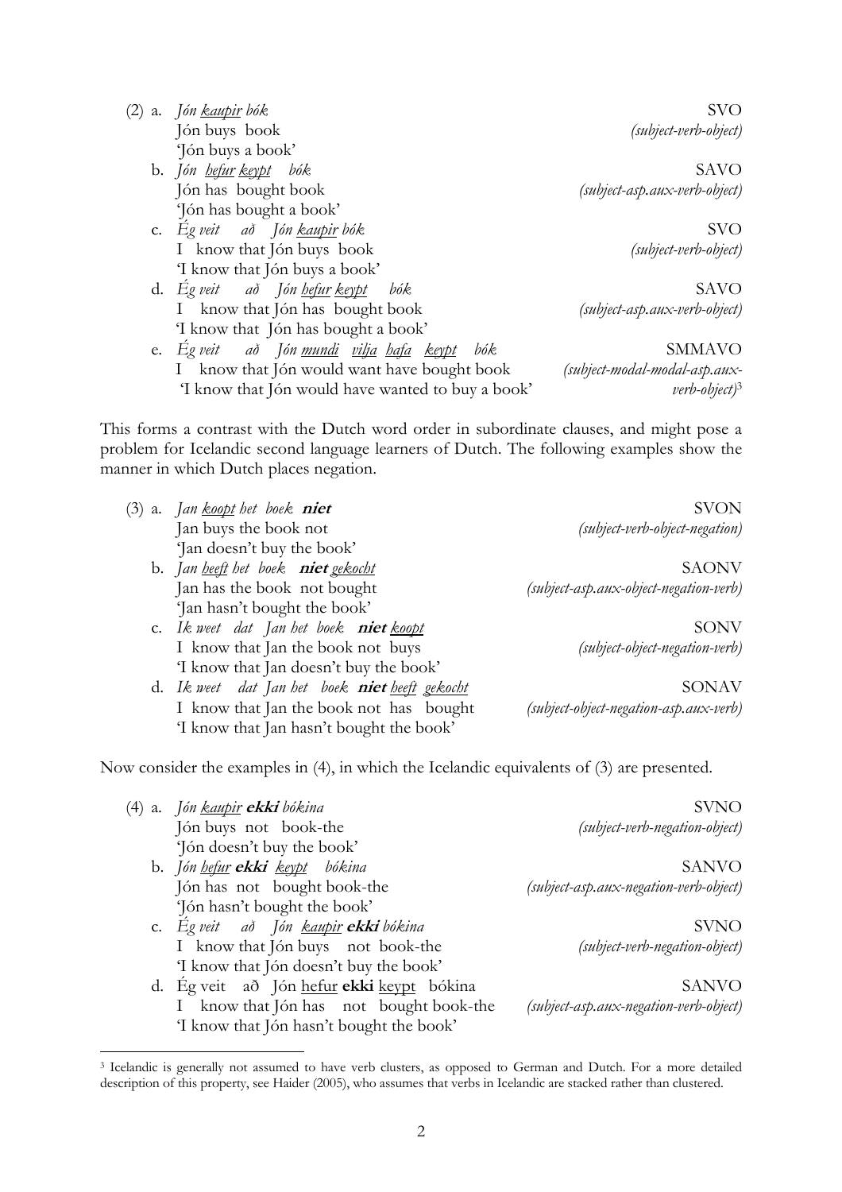(2) a. *Jón kaupir bók* SVO
   Jón buys book *(subject-verb-object)*
   'Jón buys a book'

  b. *Jón hefur keypt bók* SAVO
   Jón has bought book *(subject-asp.aux-verb-object)*
   'Jón has bought a book'

  c. *Ég veit að Jón kaupir bók* SVO
   I know that Jón buys book *(subject-verb-object)*
   'I know that Jón buys a book'

  d. *Ég veit að Jón hefur keypt bók* SAVO
   I know that Jón has bought book *(subject-asp.aux-verb-object)*
   'I know that Jón has bought a book'

  e. *Ég veit að Jón mundi vilja hafa keypt bók* SMMAVO
   I know that Jón would want have bought book *(subject-modal-modal-asp.aux-verb-object)*[3]
   'I know that Jón would have wanted to buy a book'

This forms a contrast with the Dutch word order in subordinate clauses, and might pose a problem for Icelandic second language learners of Dutch. The following examples show the manner in which Dutch places negation.

(3) a. *Jan koopt het boek* ***niet*** SVON
   Jan buys the book not *(subject-verb-object-negation)*
   'Jan doesn't buy the book'

  b. *Jan heeft het boek* ***niet*** *gekocht* SAONV
   Jan has the book not bought *(subject-asp.aux-object-negation-verb)*
   'Jan hasn't bought the book'

  c. *Ik weet dat Jan het boek* ***niet*** *koopt* SONV
   I know that Jan the book not buys *(subject-object-negation-verb)*
   'I know that Jan doesn't buy the book'

  d. *Ik weet dat Jan het boek* ***niet*** *heeft gekocht* SONAV
   I know that Jan the book not has bought *(subject-object-negation-asp.aux-verb)*
   'I know that Jan hasn't bought the book'

Now consider the examples in (4), in which the Icelandic equivalents of (3) are presented.

(4) a. *Jón kaupir* ***ekki*** *bókina* SVNO
   Jón buys not book-the *(subject-verb-negation-object)*
   'Jón doesn't buy the book'

  b. *Jón hefur* ***ekki*** *keypt bókina* SANVO
   Jón has not bought book-the *(subject-asp.aux-negation-verb-object)*
   'Jón hasn't bought the book'

  c. *Ég veit að Jón kaupir* ***ekki*** *bókina* SVNO
   I know that Jón buys not book-the *(subject-verb-negation-object)*
   'I know that Jón doesn't buy the book'

  d. Ég veit að Jón hefur **ekki** keypt bókina SANVO
   I know that Jón has not bought book-the *(subject-asp.aux-negation-verb-object)*
   'I know that Jón hasn't bought the book'

[3] Icelandic is generally not assumed to have verb clusters, as opposed to German and Dutch. For a more detailed description of this property, see Haider (2005), who assumes that verbs in Icelandic are stacked rather than clustered.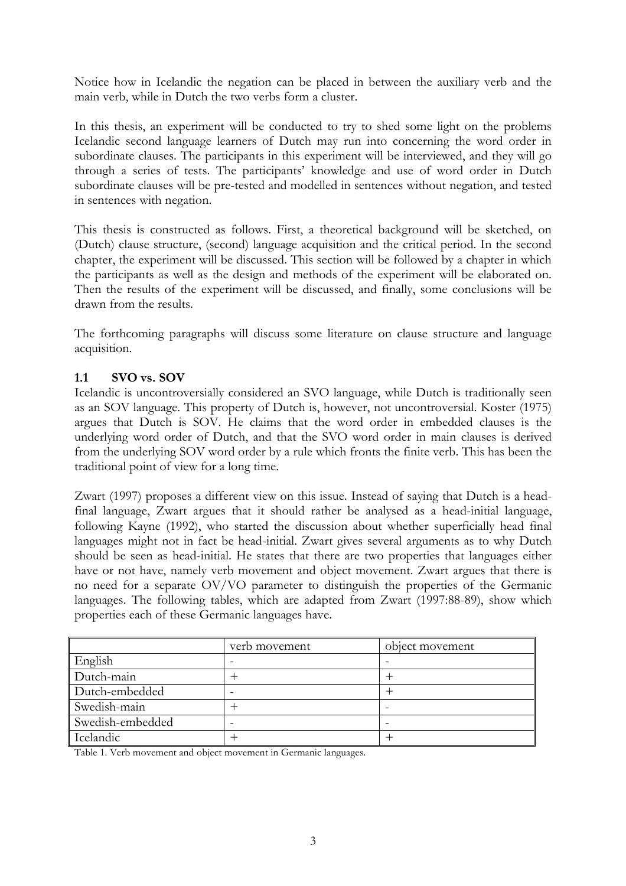Notice how in Icelandic the negation can be placed in between the auxiliary verb and the main verb, while in Dutch the two verbs form a cluster.

In this thesis, an experiment will be conducted to try to shed some light on the problems Icelandic second language learners of Dutch may run into concerning the word order in subordinate clauses. The participants in this experiment will be interviewed, and they will go through a series of tests. The participants' knowledge and use of word order in Dutch subordinate clauses will be pre-tested and modelled in sentences without negation, and tested in sentences with negation.

This thesis is constructed as follows. First, a theoretical background will be sketched, on (Dutch) clause structure, (second) language acquisition and the critical period. In the second chapter, the experiment will be discussed. This section will be followed by a chapter in which the participants as well as the design and methods of the experiment will be elaborated on. Then the results of the experiment will be discussed, and finally, some conclusions will be drawn from the results.

The forthcoming paragraphs will discuss some literature on clause structure and language acquisition.

### 1.1 SVO vs. SOV

Icelandic is uncontroversially considered an SVO language, while Dutch is traditionally seen as an SOV language. This property of Dutch is, however, not uncontroversial. Koster (1975) argues that Dutch is SOV. He claims that the word order in embedded clauses is the underlying word order of Dutch, and that the SVO word order in main clauses is derived from the underlying SOV word order by a rule which fronts the finite verb. This has been the traditional point of view for a long time.

Zwart (1997) proposes a different view on this issue. Instead of saying that Dutch is a head-final language, Zwart argues that it should rather be analysed as a head-initial language, following Kayne (1992), who started the discussion about whether superficially head final languages might not in fact be head-initial. Zwart gives several arguments as to why Dutch should be seen as head-initial. He states that there are two properties that languages either have or not have, namely verb movement and object movement. Zwart argues that there is no need for a separate OV/VO parameter to distinguish the properties of the Germanic languages. The following tables, which are adapted from Zwart (1997:88-89), show which properties each of these Germanic languages have.

| | verb movement | object movement |
|---|---|---|
| English | - | - |
| Dutch-main | + | + |
| Dutch-embedded | - | + |
| Swedish-main | + | - |
| Swedish-embedded | - | - |
| Icelandic | + | + |

Table 1. Verb movement and object movement in Germanic languages.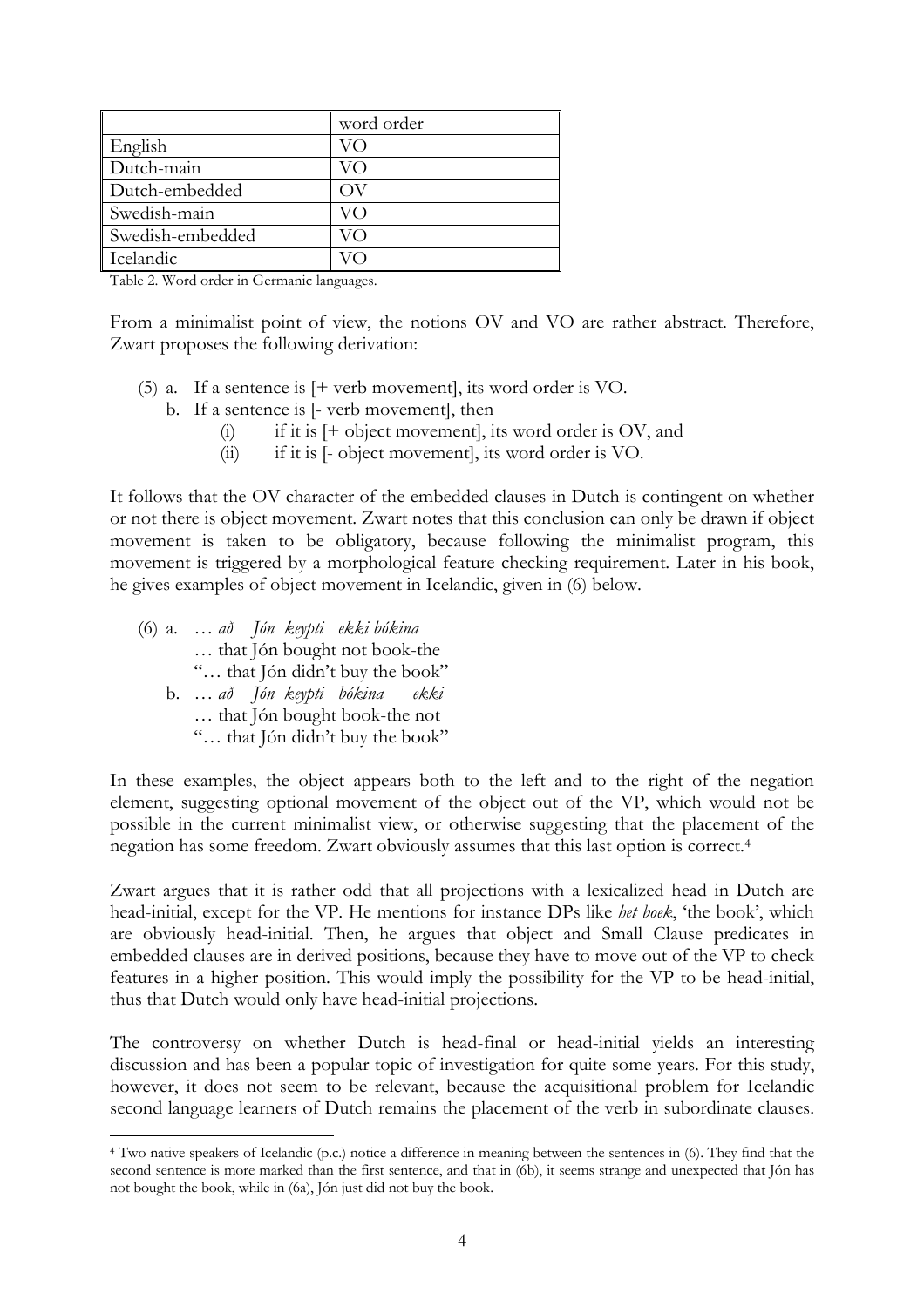|  | word order |
|---|---|
| English | VO |
| Dutch-main | VO |
| Dutch-embedded | OV |
| Swedish-main | VO |
| Swedish-embedded | VO |
| Icelandic | VO |

Table 2. Word order in Germanic languages.

From a minimalist point of view, the notions OV and VO are rather abstract. Therefore, Zwart proposes the following derivation:

(5) a. If a sentence is [+ verb movement], its word order is VO.
  b. If a sentence is [- verb movement], then
    (i) if it is [+ object movement], its word order is OV, and
    (ii) if it is [- object movement], its word order is VO.

It follows that the OV character of the embedded clauses in Dutch is contingent on whether or not there is object movement. Zwart notes that this conclusion can only be drawn if object movement is taken to be obligatory, because following the minimalist program, this movement is triggered by a morphological feature checking requirement. Later in his book, he gives examples of object movement in Icelandic, given in (6) below.

(6) a. … *að Jón keypti ekki bókina*
   … that Jón bought not book-the
   "… that Jón didn't buy the book"
  b. … *að Jón keypti bókina ekki*
   … that Jón bought book-the not
   "… that Jón didn't buy the book"

In these examples, the object appears both to the left and to the right of the negation element, suggesting optional movement of the object out of the VP, which would not be possible in the current minimalist view, or otherwise suggesting that the placement of the negation has some freedom. Zwart obviously assumes that this last option is correct.[4]

Zwart argues that it is rather odd that all projections with a lexicalized head in Dutch are head-initial, except for the VP. He mentions for instance DPs like *het boek*, 'the book', which are obviously head-initial. Then, he argues that object and Small Clause predicates in embedded clauses are in derived positions, because they have to move out of the VP to check features in a higher position. This would imply the possibility for the VP to be head-initial, thus that Dutch would only have head-initial projections.

The controversy on whether Dutch is head-final or head-initial yields an interesting discussion and has been a popular topic of investigation for quite some years. For this study, however, it does not seem to be relevant, because the acquisitional problem for Icelandic second language learners of Dutch remains the placement of the verb in subordinate clauses.

[4] Two native speakers of Icelandic (p.c.) notice a difference in meaning between the sentences in (6). They find that the second sentence is more marked than the first sentence, and that in (6b), it seems strange and unexpected that Jón has not bought the book, while in (6a), Jón just did not buy the book.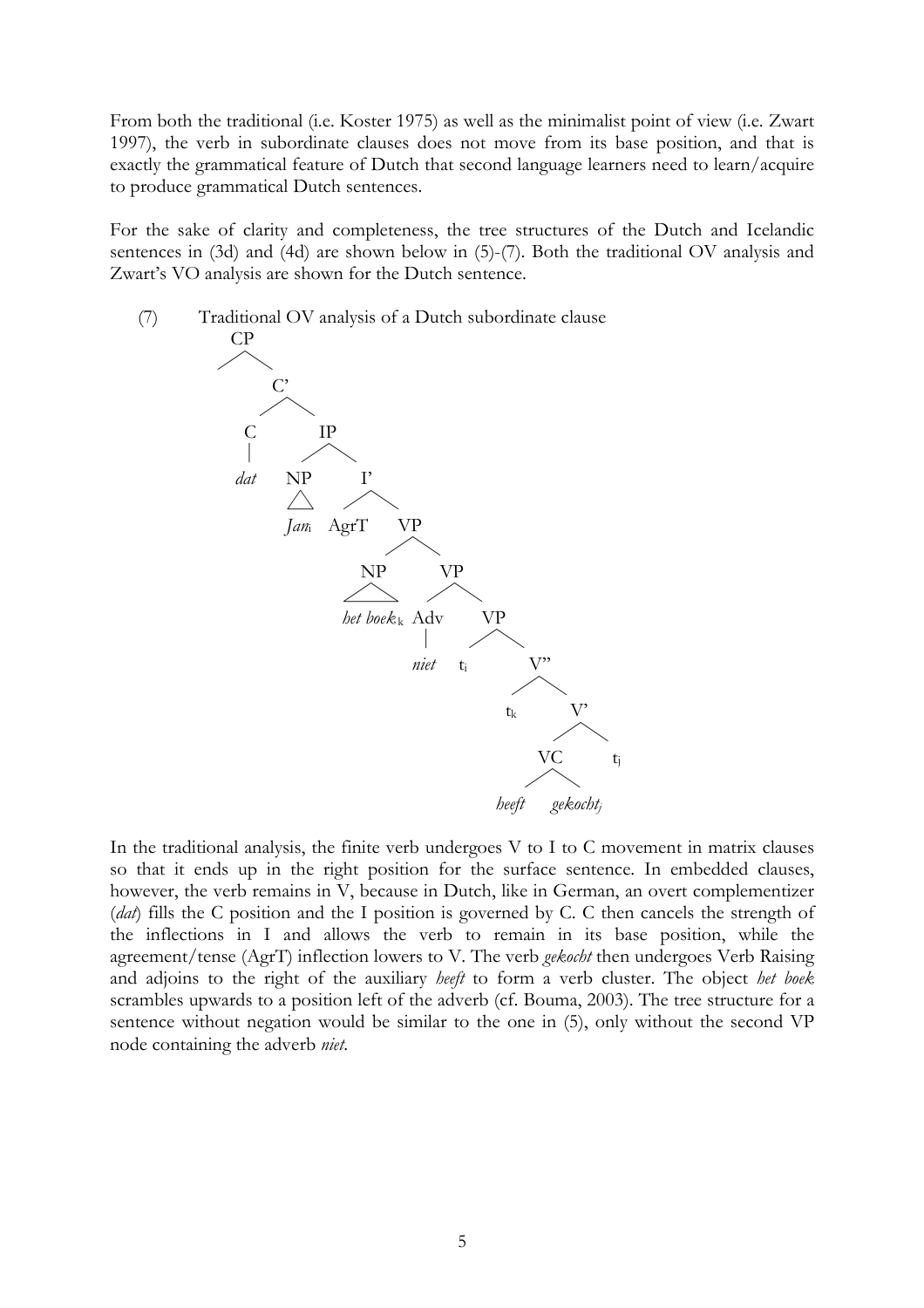From both the traditional (i.e. Koster 1975) as well as the minimalist point of view (i.e. Zwart 1997), the verb in subordinate clauses does not move from its base position, and that is exactly the grammatical feature of Dutch that second language learners need to learn/acquire to produce grammatical Dutch sentences.

For the sake of clarity and completeness, the tree structures of the Dutch and Icelandic sentences in (3d) and (4d) are shown below in (5)-(7). Both the traditional OV analysis and Zwart's VO analysis are shown for the Dutch sentence.

(7) Traditional OV analysis of a Dutch subordinate clause

```
CP
└── C'
    ├── C
    │   └── dat
    └── IP
        ├── NP
        │   └── Jan_i
        └── I'
            ├── AgrT
            └── VP
                ├── NP
                │   └── het boek_k
                └── VP
                    ├── Adv
                    │   └── niet
                    └── VP
                        ├── t_i
                        └── V''
                            ├── t_k
                            └── V'
                                ├── VC
                                │   ├── heeft
                                │   └── gekocht_j
                                └── t_j
```

In the traditional analysis, the finite verb undergoes V to I to C movement in matrix clauses so that it ends up in the right position for the surface sentence. In embedded clauses, however, the verb remains in V, because in Dutch, like in German, an overt complementizer (*dat*) fills the C position and the I position is governed by C. C then cancels the strength of the inflections in I and allows the verb to remain in its base position, while the agreement/tense (AgrT) inflection lowers to V. The verb *gekocht* then undergoes Verb Raising and adjoins to the right of the auxiliary *heeft* to form a verb cluster. The object *het boek* scrambles upwards to a position left of the adverb (cf. Bouma, 2003). The tree structure for a sentence without negation would be similar to the one in (5), only without the second VP node containing the adverb *niet*.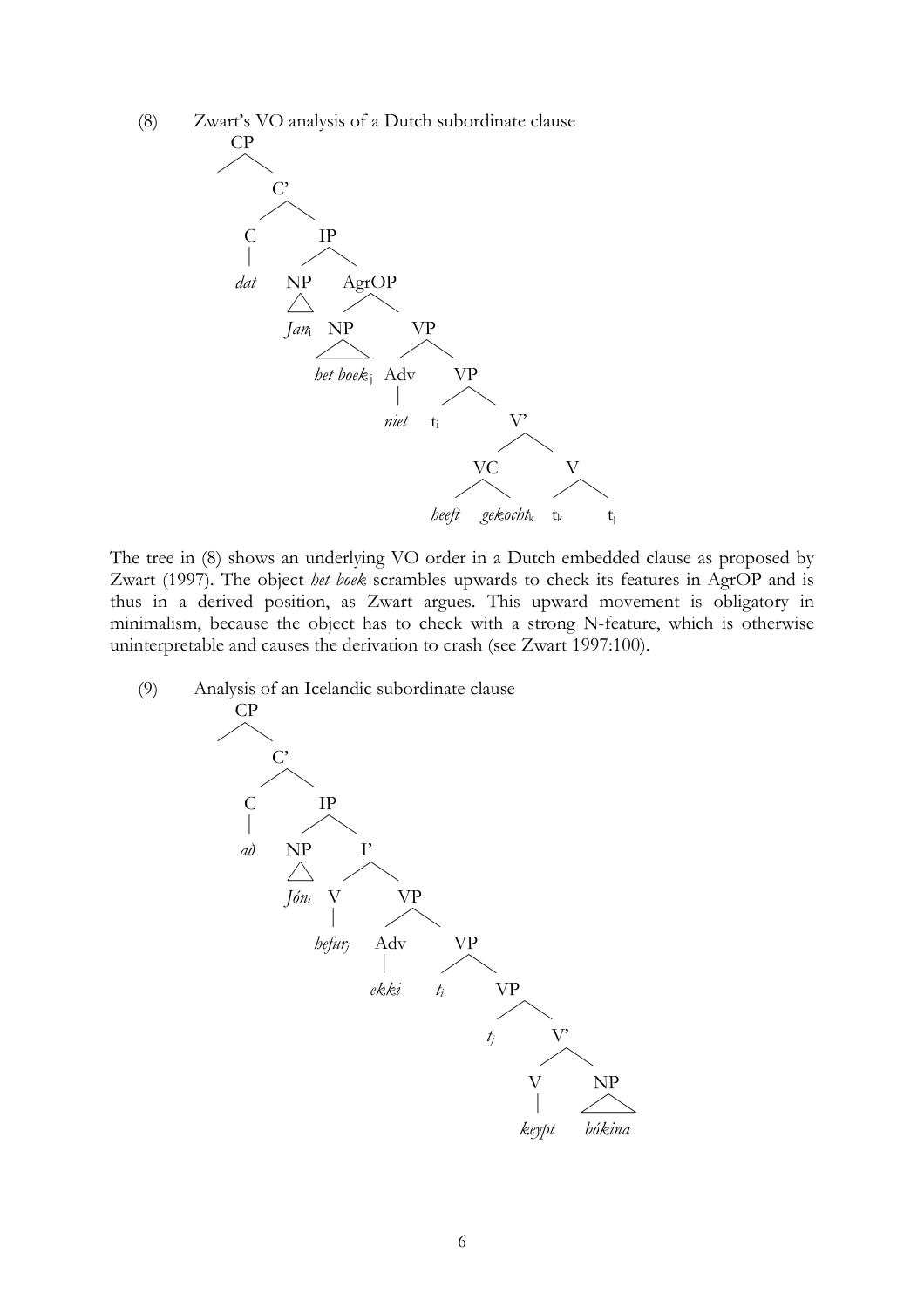(8) Zwart's VO analysis of a Dutch subordinate clause

```
CP
└── C'
    ├── C
    │   └── dat
    └── IP
        ├── NP
        │   └── Jan_i
        └── AgrOP
            ├── NP
            │   └── het boek_j
            └── VP
                ├── Adv
                │   └── niet
                └── VP
                    ├── t_i
                    └── V'
                        ├── VC
                        │   ├── heeft
                        │   └── gekocht_k
                        └── V
                            ├── t_k
                            └── t_j
```

The tree in (8) shows an underlying VO order in a Dutch embedded clause as proposed by Zwart (1997). The object *het boek* scrambles upwards to check its features in AgrOP and is thus in a derived position, as Zwart argues. This upward movement is obligatory in minimalism, because the object has to check with a strong N-feature, which is otherwise uninterpretable and causes the derivation to crash (see Zwart 1997:100).

(9) Analysis of an Icelandic subordinate clause

```
CP
└── C'
    ├── C
    │   └── að
    └── IP
        ├── NP
        │   └── Jón_i
        └── I'
            ├── V
            │   └── hefur_j
            └── VP
                ├── Adv
                │   └── ekki
                └── VP
                    ├── t_i
                    └── VP
                        ├── t_j
                        └── V'
                            ├── V
                            │   └── keypt
                            └── NP
                                └── bókina
```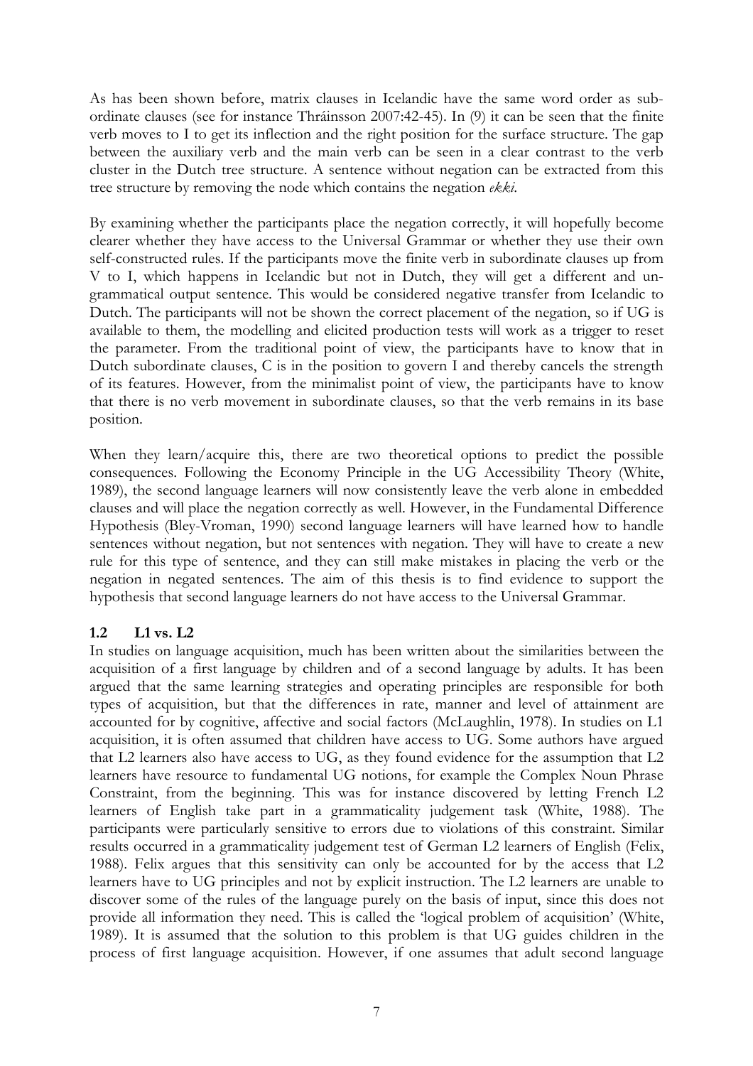As has been shown before, matrix clauses in Icelandic have the same word order as subordinate clauses (see for instance Thráinsson 2007:42-45). In (9) it can be seen that the finite verb moves to I to get its inflection and the right position for the surface structure. The gap between the auxiliary verb and the main verb can be seen in a clear contrast to the verb cluster in the Dutch tree structure. A sentence without negation can be extracted from this tree structure by removing the node which contains the negation *ekki*.

By examining whether the participants place the negation correctly, it will hopefully become clearer whether they have access to the Universal Grammar or whether they use their own self-constructed rules. If the participants move the finite verb in subordinate clauses up from V to I, which happens in Icelandic but not in Dutch, they will get a different and ungrammatical output sentence. This would be considered negative transfer from Icelandic to Dutch. The participants will not be shown the correct placement of the negation, so if UG is available to them, the modelling and elicited production tests will work as a trigger to reset the parameter. From the traditional point of view, the participants have to know that in Dutch subordinate clauses, C is in the position to govern I and thereby cancels the strength of its features. However, from the minimalist point of view, the participants have to know that there is no verb movement in subordinate clauses, so that the verb remains in its base position.

When they learn/acquire this, there are two theoretical options to predict the possible consequences. Following the Economy Principle in the UG Accessibility Theory (White, 1989), the second language learners will now consistently leave the verb alone in embedded clauses and will place the negation correctly as well. However, in the Fundamental Difference Hypothesis (Bley-Vroman, 1990) second language learners will have learned how to handle sentences without negation, but not sentences with negation. They will have to create a new rule for this type of sentence, and they can still make mistakes in placing the verb or the negation in negated sentences. The aim of this thesis is to find evidence to support the hypothesis that second language learners do not have access to the Universal Grammar.

## 1.2 L1 vs. L2

In studies on language acquisition, much has been written about the similarities between the acquisition of a first language by children and of a second language by adults. It has been argued that the same learning strategies and operating principles are responsible for both types of acquisition, but that the differences in rate, manner and level of attainment are accounted for by cognitive, affective and social factors (McLaughlin, 1978). In studies on L1 acquisition, it is often assumed that children have access to UG. Some authors have argued that L2 learners also have access to UG, as they found evidence for the assumption that L2 learners have resource to fundamental UG notions, for example the Complex Noun Phrase Constraint, from the beginning. This was for instance discovered by letting French L2 learners of English take part in a grammaticality judgement task (White, 1988). The participants were particularly sensitive to errors due to violations of this constraint. Similar results occurred in a grammaticality judgement test of German L2 learners of English (Felix, 1988). Felix argues that this sensitivity can only be accounted for by the access that L2 learners have to UG principles and not by explicit instruction. The L2 learners are unable to discover some of the rules of the language purely on the basis of input, since this does not provide all information they need. This is called the 'logical problem of acquisition' (White, 1989). It is assumed that the solution to this problem is that UG guides children in the process of first language acquisition. However, if one assumes that adult second language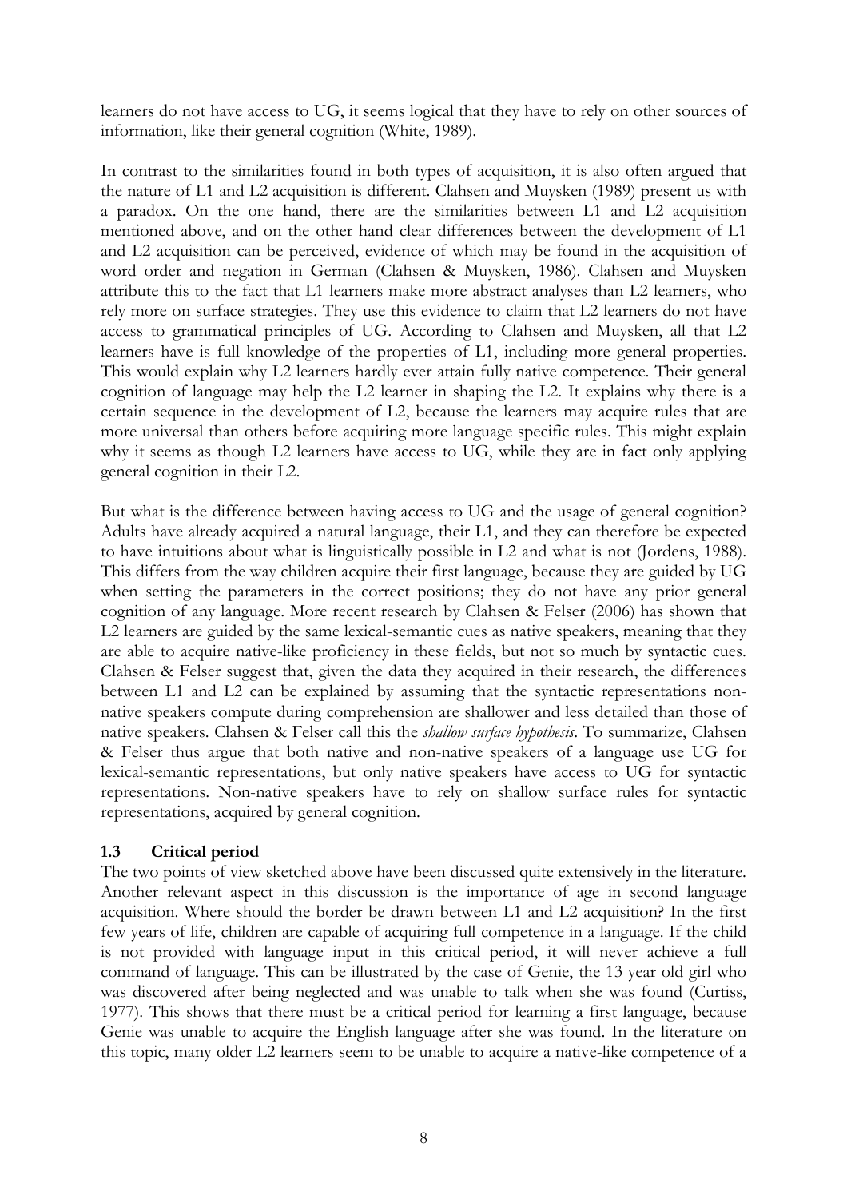learners do not have access to UG, it seems logical that they have to rely on other sources of information, like their general cognition (White, 1989).

In contrast to the similarities found in both types of acquisition, it is also often argued that the nature of L1 and L2 acquisition is different. Clahsen and Muysken (1989) present us with a paradox. On the one hand, there are the similarities between L1 and L2 acquisition mentioned above, and on the other hand clear differences between the development of L1 and L2 acquisition can be perceived, evidence of which may be found in the acquisition of word order and negation in German (Clahsen & Muysken, 1986). Clahsen and Muysken attribute this to the fact that L1 learners make more abstract analyses than L2 learners, who rely more on surface strategies. They use this evidence to claim that L2 learners do not have access to grammatical principles of UG. According to Clahsen and Muysken, all that L2 learners have is full knowledge of the properties of L1, including more general properties. This would explain why L2 learners hardly ever attain fully native competence. Their general cognition of language may help the L2 learner in shaping the L2. It explains why there is a certain sequence in the development of L2, because the learners may acquire rules that are more universal than others before acquiring more language specific rules. This might explain why it seems as though L2 learners have access to UG, while they are in fact only applying general cognition in their L2.

But what is the difference between having access to UG and the usage of general cognition? Adults have already acquired a natural language, their L1, and they can therefore be expected to have intuitions about what is linguistically possible in L2 and what is not (Jordens, 1988). This differs from the way children acquire their first language, because they are guided by UG when setting the parameters in the correct positions; they do not have any prior general cognition of any language. More recent research by Clahsen & Felser (2006) has shown that L2 learners are guided by the same lexical-semantic cues as native speakers, meaning that they are able to acquire native-like proficiency in these fields, but not so much by syntactic cues. Clahsen & Felser suggest that, given the data they acquired in their research, the differences between L1 and L2 can be explained by assuming that the syntactic representations non-native speakers compute during comprehension are shallower and less detailed than those of native speakers. Clahsen & Felser call this the *shallow surface hypothesis*. To summarize, Clahsen & Felser thus argue that both native and non-native speakers of a language use UG for lexical-semantic representations, but only native speakers have access to UG for syntactic representations. Non-native speakers have to rely on shallow surface rules for syntactic representations, acquired by general cognition.

### 1.3 Critical period

The two points of view sketched above have been discussed quite extensively in the literature. Another relevant aspect in this discussion is the importance of age in second language acquisition. Where should the border be drawn between L1 and L2 acquisition? In the first few years of life, children are capable of acquiring full competence in a language. If the child is not provided with language input in this critical period, it will never achieve a full command of language. This can be illustrated by the case of Genie, the 13 year old girl who was discovered after being neglected and was unable to talk when she was found (Curtiss, 1977). This shows that there must be a critical period for learning a first language, because Genie was unable to acquire the English language after she was found. In the literature on this topic, many older L2 learners seem to be unable to acquire a native-like competence of a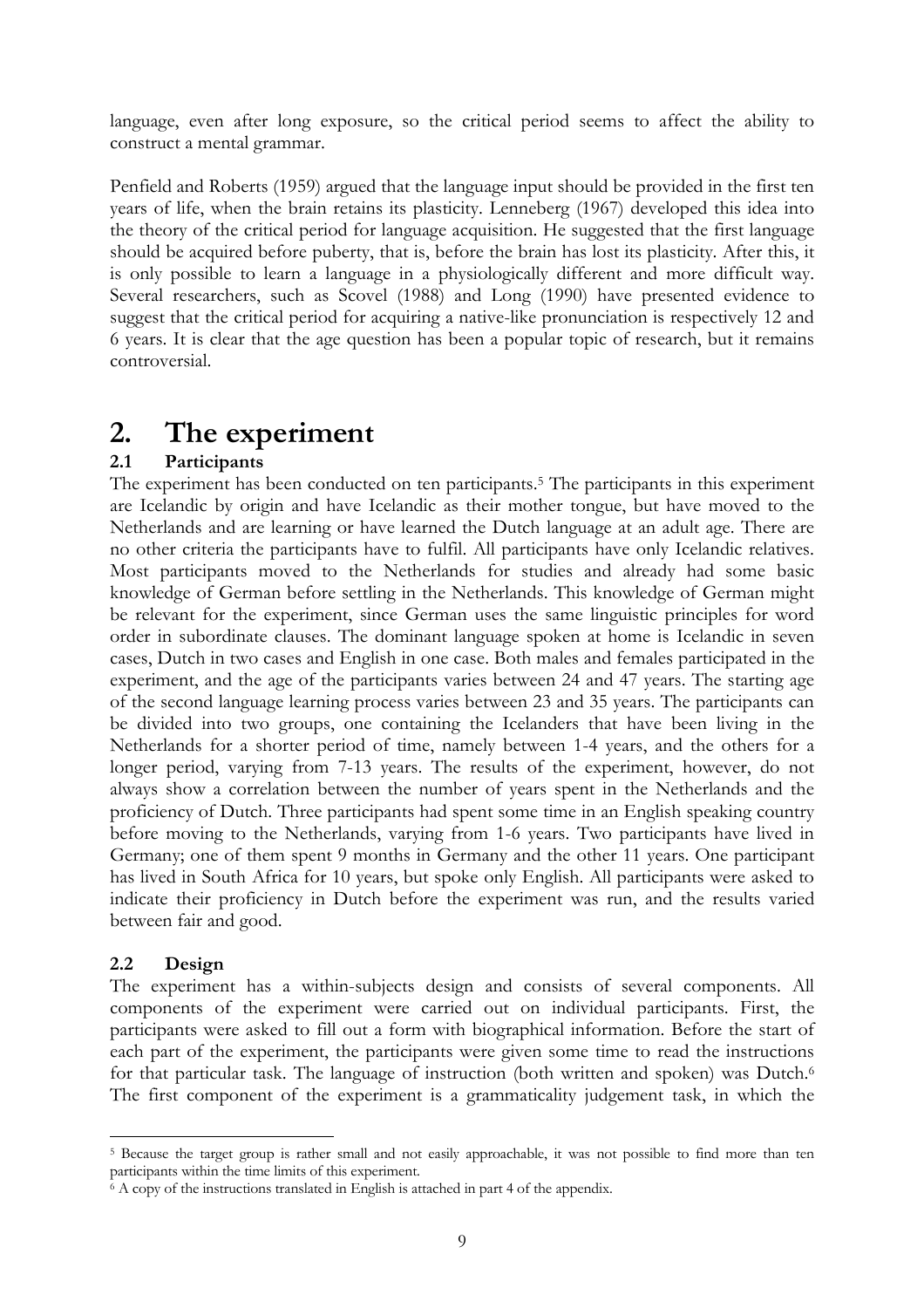language, even after long exposure, so the critical period seems to affect the ability to construct a mental grammar.

Penfield and Roberts (1959) argued that the language input should be provided in the first ten years of life, when the brain retains its plasticity. Lenneberg (1967) developed this idea into the theory of the critical period for language acquisition. He suggested that the first language should be acquired before puberty, that is, before the brain has lost its plasticity. After this, it is only possible to learn a language in a physiologically different and more difficult way. Several researchers, such as Scovel (1988) and Long (1990) have presented evidence to suggest that the critical period for acquiring a native-like pronunciation is respectively 12 and 6 years. It is clear that the age question has been a popular topic of research, but it remains controversial.

# 2. The experiment

## 2.1 Participants

The experiment has been conducted on ten participants.[5] The participants in this experiment are Icelandic by origin and have Icelandic as their mother tongue, but have moved to the Netherlands and are learning or have learned the Dutch language at an adult age. There are no other criteria the participants have to fulfil. All participants have only Icelandic relatives. Most participants moved to the Netherlands for studies and already had some basic knowledge of German before settling in the Netherlands. This knowledge of German might be relevant for the experiment, since German uses the same linguistic principles for word order in subordinate clauses. The dominant language spoken at home is Icelandic in seven cases, Dutch in two cases and English in one case. Both males and females participated in the experiment, and the age of the participants varies between 24 and 47 years. The starting age of the second language learning process varies between 23 and 35 years. The participants can be divided into two groups, one containing the Icelanders that have been living in the Netherlands for a shorter period of time, namely between 1-4 years, and the others for a longer period, varying from 7-13 years. The results of the experiment, however, do not always show a correlation between the number of years spent in the Netherlands and the proficiency of Dutch. Three participants had spent some time in an English speaking country before moving to the Netherlands, varying from 1-6 years. Two participants have lived in Germany; one of them spent 9 months in Germany and the other 11 years. One participant has lived in South Africa for 10 years, but spoke only English. All participants were asked to indicate their proficiency in Dutch before the experiment was run, and the results varied between fair and good.

## 2.2 Design

The experiment has a within-subjects design and consists of several components. All components of the experiment were carried out on individual participants. First, the participants were asked to fill out a form with biographical information. Before the start of each part of the experiment, the participants were given some time to read the instructions for that particular task. The language of instruction (both written and spoken) was Dutch.[6] The first component of the experiment is a grammaticality judgement task, in which the

[5] Because the target group is rather small and not easily approachable, it was not possible to find more than ten participants within the time limits of this experiment.

[6] A copy of the instructions translated in English is attached in part 4 of the appendix.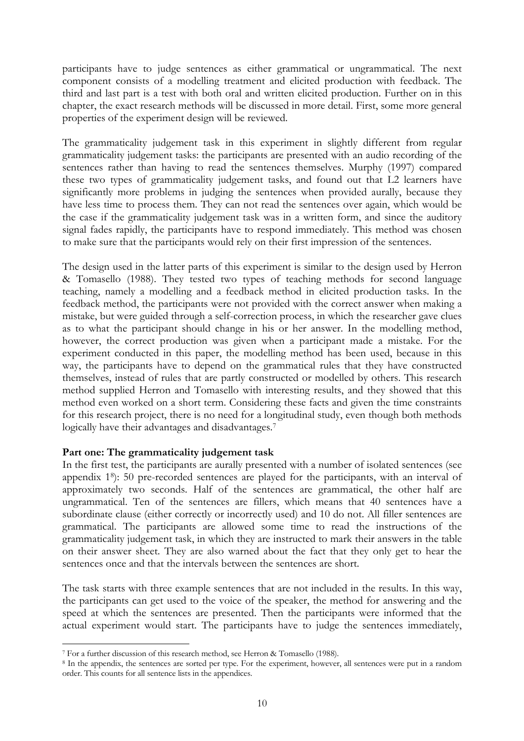participants have to judge sentences as either grammatical or ungrammatical. The next component consists of a modelling treatment and elicited production with feedback. The third and last part is a test with both oral and written elicited production. Further on in this chapter, the exact research methods will be discussed in more detail. First, some more general properties of the experiment design will be reviewed.

The grammaticality judgement task in this experiment in slightly different from regular grammaticality judgement tasks: the participants are presented with an audio recording of the sentences rather than having to read the sentences themselves. Murphy (1997) compared these two types of grammaticality judgement tasks, and found out that L2 learners have significantly more problems in judging the sentences when provided aurally, because they have less time to process them. They can not read the sentences over again, which would be the case if the grammaticality judgement task was in a written form, and since the auditory signal fades rapidly, the participants have to respond immediately. This method was chosen to make sure that the participants would rely on their first impression of the sentences.

The design used in the latter parts of this experiment is similar to the design used by Herron & Tomasello (1988). They tested two types of teaching methods for second language teaching, namely a modelling and a feedback method in elicited production tasks. In the feedback method, the participants were not provided with the correct answer when making a mistake, but were guided through a self-correction process, in which the researcher gave clues as to what the participant should change in his or her answer. In the modelling method, however, the correct production was given when a participant made a mistake. For the experiment conducted in this paper, the modelling method has been used, because in this way, the participants have to depend on the grammatical rules that they have constructed themselves, instead of rules that are partly constructed or modelled by others. This research method supplied Herron and Tomasello with interesting results, and they showed that this method even worked on a short term. Considering these facts and given the time constraints for this research project, there is no need for a longitudinal study, even though both methods logically have their advantages and disadvantages.[7]

**Part one: The grammaticality judgement task**

In the first test, the participants are aurally presented with a number of isolated sentences (see appendix 1[8]): 50 pre-recorded sentences are played for the participants, with an interval of approximately two seconds. Half of the sentences are grammatical, the other half are ungrammatical. Ten of the sentences are fillers, which means that 40 sentences have a subordinate clause (either correctly or incorrectly used) and 10 do not. All filler sentences are grammatical. The participants are allowed some time to read the instructions of the grammaticality judgement task, in which they are instructed to mark their answers in the table on their answer sheet. They are also warned about the fact that they only get to hear the sentences once and that the intervals between the sentences are short.

The task starts with three example sentences that are not included in the results. In this way, the participants can get used to the voice of the speaker, the method for answering and the speed at which the sentences are presented. Then the participants were informed that the actual experiment would start. The participants have to judge the sentences immediately,

[7] For a further discussion of this research method, see Herron & Tomasello (1988).

[8] In the appendix, the sentences are sorted per type. For the experiment, however, all sentences were put in a random order. This counts for all sentence lists in the appendices.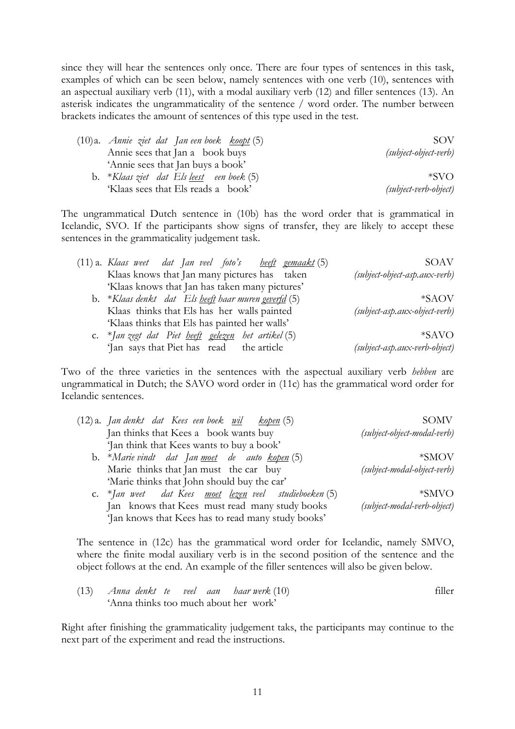since they will hear the sentences only once. There are four types of sentences in this task, examples of which can be seen below, namely sentences with one verb (10), sentences with an aspectual auxiliary verb (11), with a modal auxiliary verb (12) and filler sentences (13). An asterisk indicates the ungrammaticality of the sentence / word order. The number between brackets indicates the amount of sentences of this type used in the test.

(10) a. *Annie ziet dat Jan een boek <u>koopt</u>* (5) — SOV
Annie sees that Jan a book buys — *(subject-object-verb)*
'Annie sees that Jan buys a book'

b. \**Klaas ziet dat Els <u>leest</u> een boek* (5) — *SVO
'Klaas sees that Els reads a book' — *(subject-verb-object)*

The ungrammatical Dutch sentence in (10b) has the word order that is grammatical in Icelandic, SVO. If the participants show signs of transfer, they are likely to accept these sentences in the grammaticality judgement task.

(11) a. *Klaas weet dat Jan veel foto's <u>heeft</u> <u>gemaakt</u>* (5) — SOAV
Klaas knows that Jan many pictures has taken — *(subject-object-asp.aux-verb)*
'Klaas knows that Jan has taken many pictures'

b. \**Klaas denkt dat Els <u>heeft</u> haar muren <u>geverfd</u>* (5) — *SAOV
Klaas thinks that Els has her walls painted — *(subject-asp.aux-object-verb)*
'Klaas thinks that Els has painted her walls'

c. \**Jan zegt dat Piet <u>heeft</u> <u>gelezen</u> het artikel* (5) — *SAVO
'Jan says that Piet has read the article — *(subject-asp.aux-verb-object)*

Two of the three varieties in the sentences with the aspectual auxiliary verb *hebben* are ungrammatical in Dutch; the SAVO word order in (11c) has the grammatical word order for Icelandic sentences.

(12) a. *Jan denkt dat Kees een boek <u>wil</u> <u>kopen</u>* (5) — SOMV
Jan thinks that Kees a book wants buy — *(subject-object-modal-verb)*
'Jan think that Kees wants to buy a book'

b. \**Marie vindt dat Jan <u>moet</u> de auto <u>kopen</u>* (5) — *SMOV
Marie thinks that Jan must the car buy — *(subject-modal-object-verb)*
'Marie thinks that John should buy the car'

c. \**Jan weet dat Kees <u>moet</u> <u>lezen</u> veel studieboeken* (5) — *SMVO
Jan knows that Kees must read many study books — *(subject-modal-verb-object)*
'Jan knows that Kees has to read many study books'

The sentence in (12c) has the grammatical word order for Icelandic, namely SMVO, where the finite modal auxiliary verb is in the second position of the sentence and the object follows at the end. An example of the filler sentences will also be given below.

(13) *Anna denkt te veel aan haar werk* (10) — filler
'Anna thinks too much about her work'

Right after finishing the grammaticality judgement taks, the participants may continue to the next part of the experiment and read the instructions.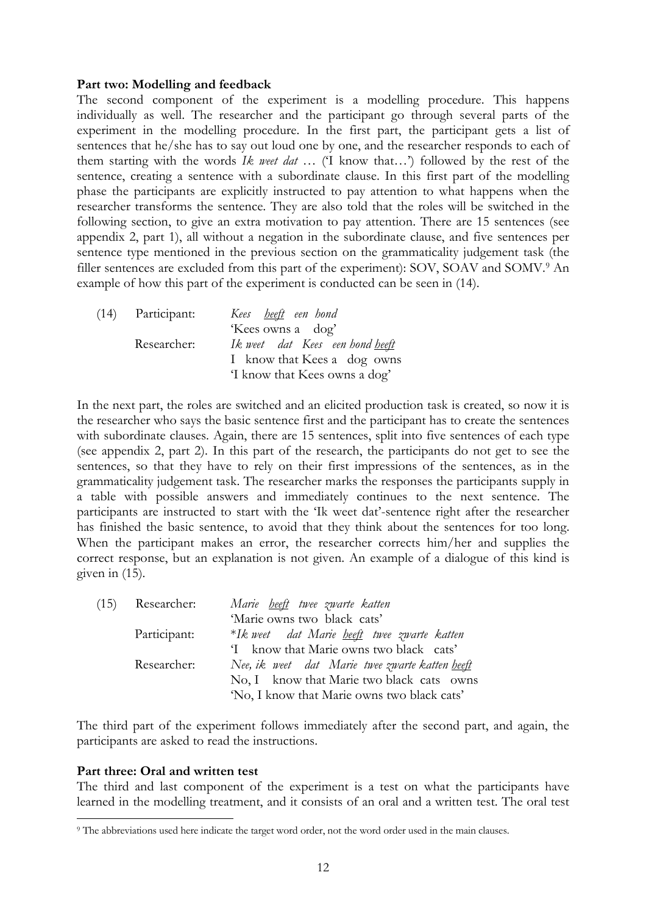**Part two: Modelling and feedback**

The second component of the experiment is a modelling procedure. This happens individually as well. The researcher and the participant go through several parts of the experiment in the modelling procedure. In the first part, the participant gets a list of sentences that he/she has to say out loud one by one, and the researcher responds to each of them starting with the words *Ik weet dat* … ('I know that…') followed by the rest of the sentence, creating a sentence with a subordinate clause. In this first part of the modelling phase the participants are explicitly instructed to pay attention to what happens when the researcher transforms the sentence. They are also told that the roles will be switched in the following section, to give an extra motivation to pay attention. There are 15 sentences (see appendix 2, part 1), all without a negation in the subordinate clause, and five sentences per sentence type mentioned in the previous section on the grammaticality judgement task (the filler sentences are excluded from this part of the experiment): SOV, SOAV and SOMV.[9] An example of how this part of the experiment is conducted can be seen in (14).

(14) Participant: *Kees <u>heeft</u> een hond*
'Kees owns a dog'
Researcher: *Ik weet dat Kees een hond <u>heeft</u>*
I know that Kees a dog owns
'I know that Kees owns a dog'

In the next part, the roles are switched and an elicited production task is created, so now it is the researcher who says the basic sentence first and the participant has to create the sentences with subordinate clauses. Again, there are 15 sentences, split into five sentences of each type (see appendix 2, part 2). In this part of the research, the participants do not get to see the sentences, so that they have to rely on their first impressions of the sentences, as in the grammaticality judgement task. The researcher marks the responses the participants supply in a table with possible answers and immediately continues to the next sentence. The participants are instructed to start with the 'Ik weet dat'-sentence right after the researcher has finished the basic sentence, to avoid that they think about the sentences for too long. When the participant makes an error, the researcher corrects him/her and supplies the correct response, but an explanation is not given. An example of a dialogue of this kind is given in (15).

(15) Researcher: *Marie <u>heeft</u> twee zwarte katten*
'Marie owns two black cats'
Participant: *\*Ik weet dat Marie <u>heeft</u> twee zwarte katten*
'I know that Marie owns two black cats'
Researcher: *Nee, ik weet dat Marie twee zwarte katten <u>heeft</u>*
No, I know that Marie two black cats owns
'No, I know that Marie owns two black cats'

The third part of the experiment follows immediately after the second part, and again, the participants are asked to read the instructions.

**Part three: Oral and written test**

The third and last component of the experiment is a test on what the participants have learned in the modelling treatment, and it consists of an oral and a written test. The oral test

[9] The abbreviations used here indicate the target word order, not the word order used in the main clauses.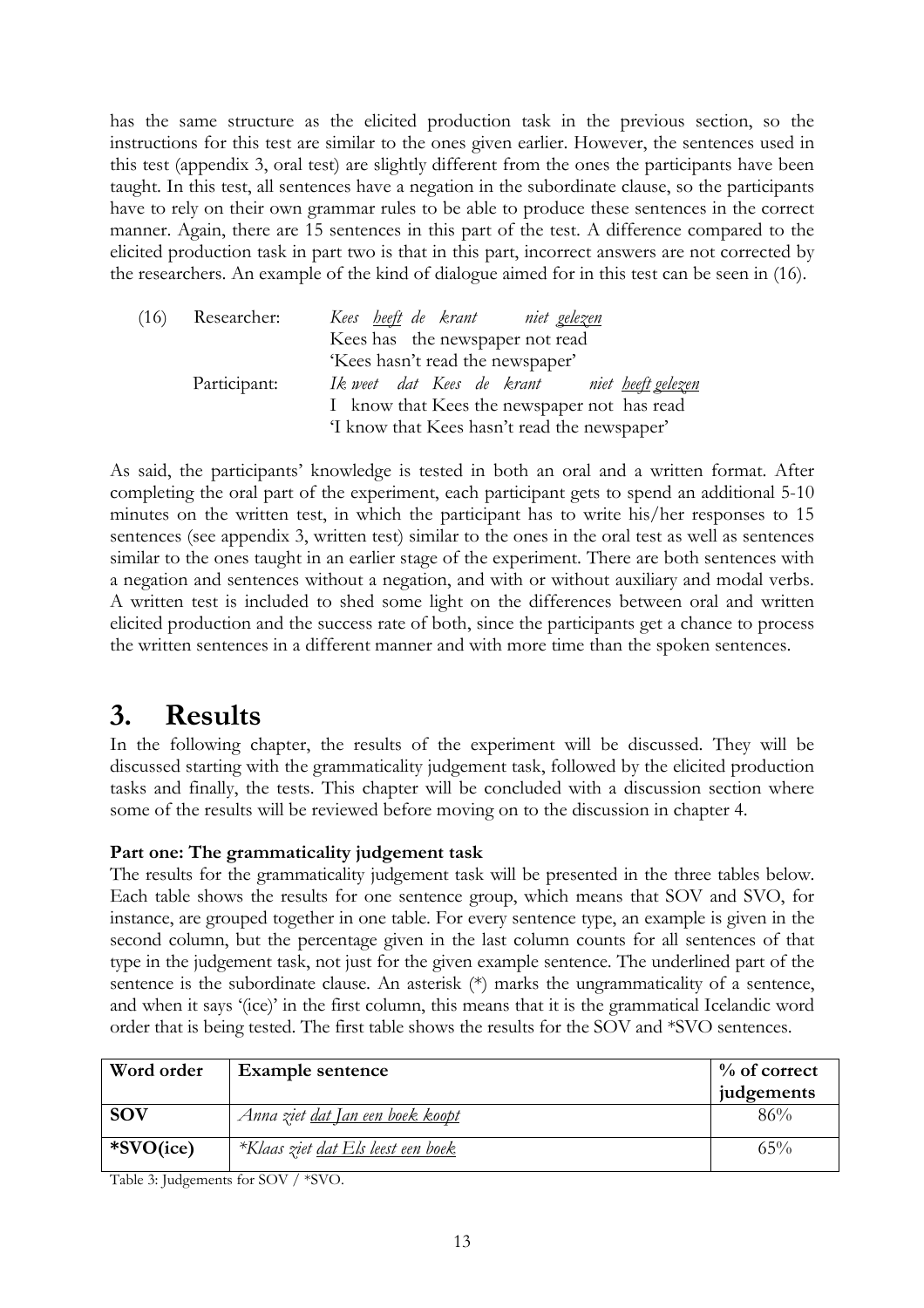has the same structure as the elicited production task in the previous section, so the instructions for this test are similar to the ones given earlier. However, the sentences used in this test (appendix 3, oral test) are slightly different from the ones the participants have been taught. In this test, all sentences have a negation in the subordinate clause, so the participants have to rely on their own grammar rules to be able to produce these sentences in the correct manner. Again, there are 15 sentences in this part of the test. A difference compared to the elicited production task in part two is that in this part, incorrect answers are not corrected by the researchers. An example of the kind of dialogue aimed for in this test can be seen in (16).

(16) Researcher: *Kees <u>heeft</u> de krant niet <u>gelezen</u>*
Kees has the newspaper not read
'Kees hasn't read the newspaper'

Participant: *Ik weet dat Kees de krant niet <u>heeft</u> <u>gelezen</u>*
I know that Kees the newspaper not has read
'I know that Kees hasn't read the newspaper'

As said, the participants' knowledge is tested in both an oral and a written format. After completing the oral part of the experiment, each participant gets to spend an additional 5-10 minutes on the written test, in which the participant has to write his/her responses to 15 sentences (see appendix 3, written test) similar to the ones in the oral test as well as sentences similar to the ones taught in an earlier stage of the experiment. There are both sentences with a negation and sentences without a negation, and with or without auxiliary and modal verbs. A written test is included to shed some light on the differences between oral and written elicited production and the success rate of both, since the participants get a chance to process the written sentences in a different manner and with more time than the spoken sentences.

# 3. Results

In the following chapter, the results of the experiment will be discussed. They will be discussed starting with the grammaticality judgement task, followed by the elicited production tasks and finally, the tests. This chapter will be concluded with a discussion section where some of the results will be reviewed before moving on to the discussion in chapter 4.

**Part one: The grammaticality judgement task**

The results for the grammaticality judgement task will be presented in the three tables below. Each table shows the results for one sentence group, which means that SOV and SVO, for instance, are grouped together in one table. For every sentence type, an example is given in the second column, but the percentage given in the last column counts for all sentences of that type in the judgement task, not just for the given example sentence. The underlined part of the sentence is the subordinate clause. An asterisk (*) marks the ungrammaticality of a sentence, and when it says '(ice)' in the first column, this means that it is the grammatical Icelandic word order that is being tested. The first table shows the results for the SOV and *SVO sentences.

| Word order | Example sentence | % of correct judgements |
|---|---|---|
| **SOV** | *Anna ziet <u>dat Jan een boek koopt</u>* | 86% |
| ***SVO(ice)** | *\*Klaas ziet <u>dat Els leest een boek</u>* | 65% |

Table 3: Judgements for SOV / *SVO.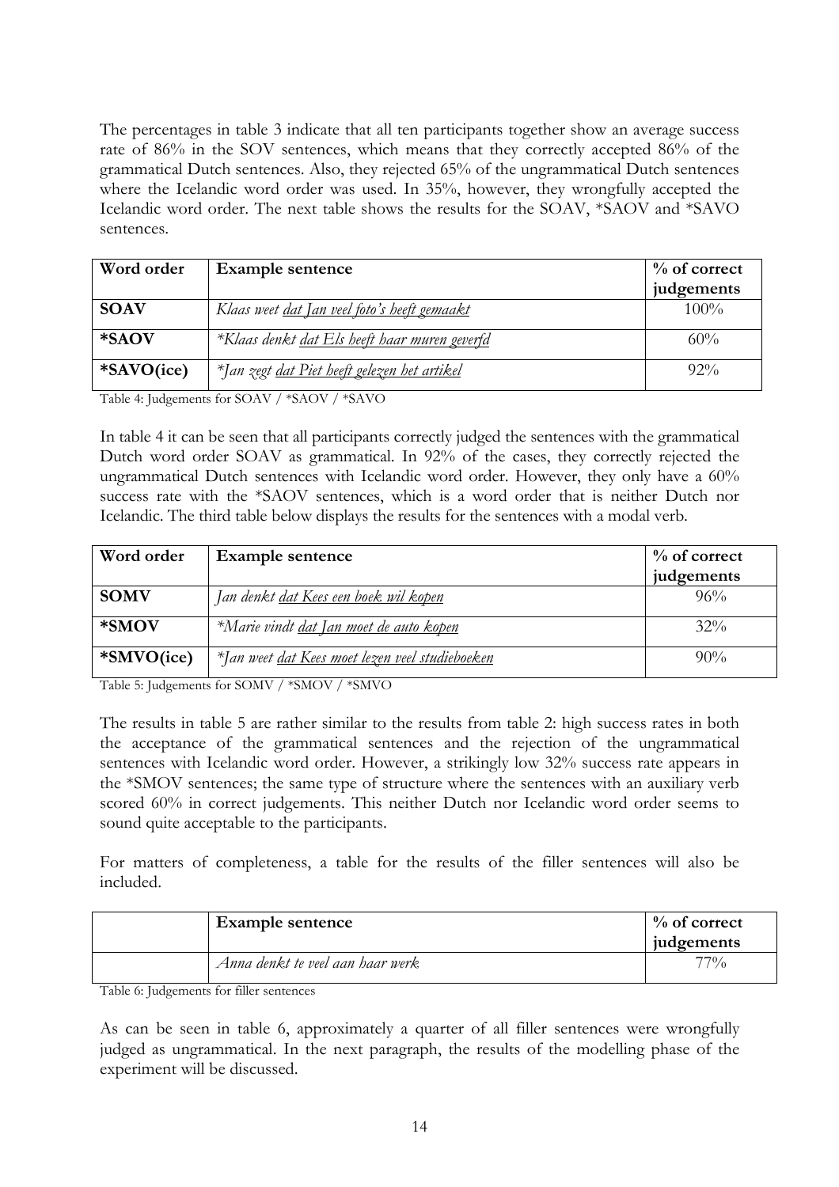The percentages in table 3 indicate that all ten participants together show an average success rate of 86% in the SOV sentences, which means that they correctly accepted 86% of the grammatical Dutch sentences. Also, they rejected 65% of the ungrammatical Dutch sentences where the Icelandic word order was used. In 35%, however, they wrongfully accepted the Icelandic word order. The next table shows the results for the SOAV, *SAOV and *SAVO sentences.

| Word order | Example sentence | % of correct judgements |
|---|---|---|
| **SOAV** | *Klaas weet <u>dat Jan veel foto's heeft gemaakt</u>* | 100% |
| ***SAOV** | **Klaas denkt <u>dat Els heeft haar muren geverfd</u>* | 60% |
| ***SAVO(ice)** | **Jan zegt <u>dat Piet heeft gelezen het artikel</u>* | 92% |

Table 4: Judgements for SOAV / *SAOV / *SAVO

In table 4 it can be seen that all participants correctly judged the sentences with the grammatical Dutch word order SOAV as grammatical. In 92% of the cases, they correctly rejected the ungrammatical Dutch sentences with Icelandic word order. However, they only have a 60% success rate with the *SAOV sentences, which is a word order that is neither Dutch nor Icelandic. The third table below displays the results for the sentences with a modal verb.

| Word order | Example sentence | % of correct judgements |
|---|---|---|
| **SOMV** | *Jan denkt <u>dat Kees een boek wil kopen</u>* | 96% |
| ***SMOV** | **Marie vindt <u>dat Jan moet de auto kopen</u>* | 32% |
| ***SMVO(ice)** | **Jan weet <u>dat Kees moet lezen veel studieboeken</u>* | 90% |

Table 5: Judgements for SOMV / *SMOV / *SMVO

The results in table 5 are rather similar to the results from table 2: high success rates in both the acceptance of the grammatical sentences and the rejection of the ungrammatical sentences with Icelandic word order. However, a strikingly low 32% success rate appears in the *SMOV sentences; the same type of structure where the sentences with an auxiliary verb scored 60% in correct judgements. This neither Dutch nor Icelandic word order seems to sound quite acceptable to the participants.

For matters of completeness, a table for the results of the filler sentences will also be included.

| | Example sentence | % of correct judgements |
|---|---|---|
| | *Anna denkt te veel aan haar werk* | 77% |

Table 6: Judgements for filler sentences

As can be seen in table 6, approximately a quarter of all filler sentences were wrongfully judged as ungrammatical. In the next paragraph, the results of the modelling phase of the experiment will be discussed.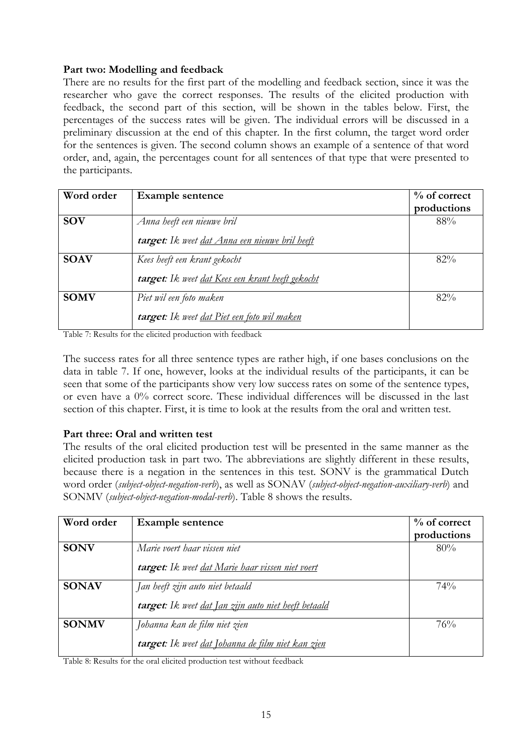**Part two: Modelling and feedback**

There are no results for the first part of the modelling and feedback section, since it was the researcher who gave the correct responses. The results of the elicited production with feedback, the second part of this section, will be shown in the tables below. First, the percentages of the success rates will be given. The individual errors will be discussed in a preliminary discussion at the end of this chapter. In the first column, the target word order for the sentences is given. The second column shows an example of a sentence of that word order, and, again, the percentages count for all sentences of that type that were presented to the participants.

| Word order | Example sentence | % of correct productions |
|---|---|---|
| **SOV** | *Anna heeft een nieuwe bril*<br>***target**: Ik weet dat Anna een nieuwe bril heeft* | 88% |
| **SOAV** | *Kees heeft een krant gekocht*<br>***target**: Ik weet dat Kees een krant heeft gekocht* | 82% |
| **SOMV** | *Piet wil een foto maken*<br>***target**: Ik weet dat Piet een foto wil maken* | 82% |

Table 7: Results for the elicited production with feedback

The success rates for all three sentence types are rather high, if one bases conclusions on the data in table 7. If one, however, looks at the individual results of the participants, it can be seen that some of the participants show very low success rates on some of the sentence types, or even have a 0% correct score. These individual differences will be discussed in the last section of this chapter. First, it is time to look at the results from the oral and written test.

**Part three: Oral and written test**

The results of the oral elicited production test will be presented in the same manner as the elicited production task in part two. The abbreviations are slightly different in these results, because there is a negation in the sentences in this test. SONV is the grammatical Dutch word order (*subject-object-negation-verb*), as well as SONAV (*subject-object-negation-auxiliary-verb*) and SONMV (*subject-object-negation-modal-verb*). Table 8 shows the results.

| Word order | Example sentence | % of correct productions |
|---|---|---|
| **SONV** | *Marie voert haar vissen niet*<br>***target**: Ik weet dat Marie haar vissen niet voert* | 80% |
| **SONAV** | *Jan heeft zijn auto niet betaald*<br>***target**: Ik weet dat Jan zijn auto niet heeft betaald* | 74% |
| **SONMV** | *Johanna kan de film niet zien*<br>***target**: Ik weet dat Johanna de film niet kan zien* | 76% |

Table 8: Results for the oral elicited production test without feedback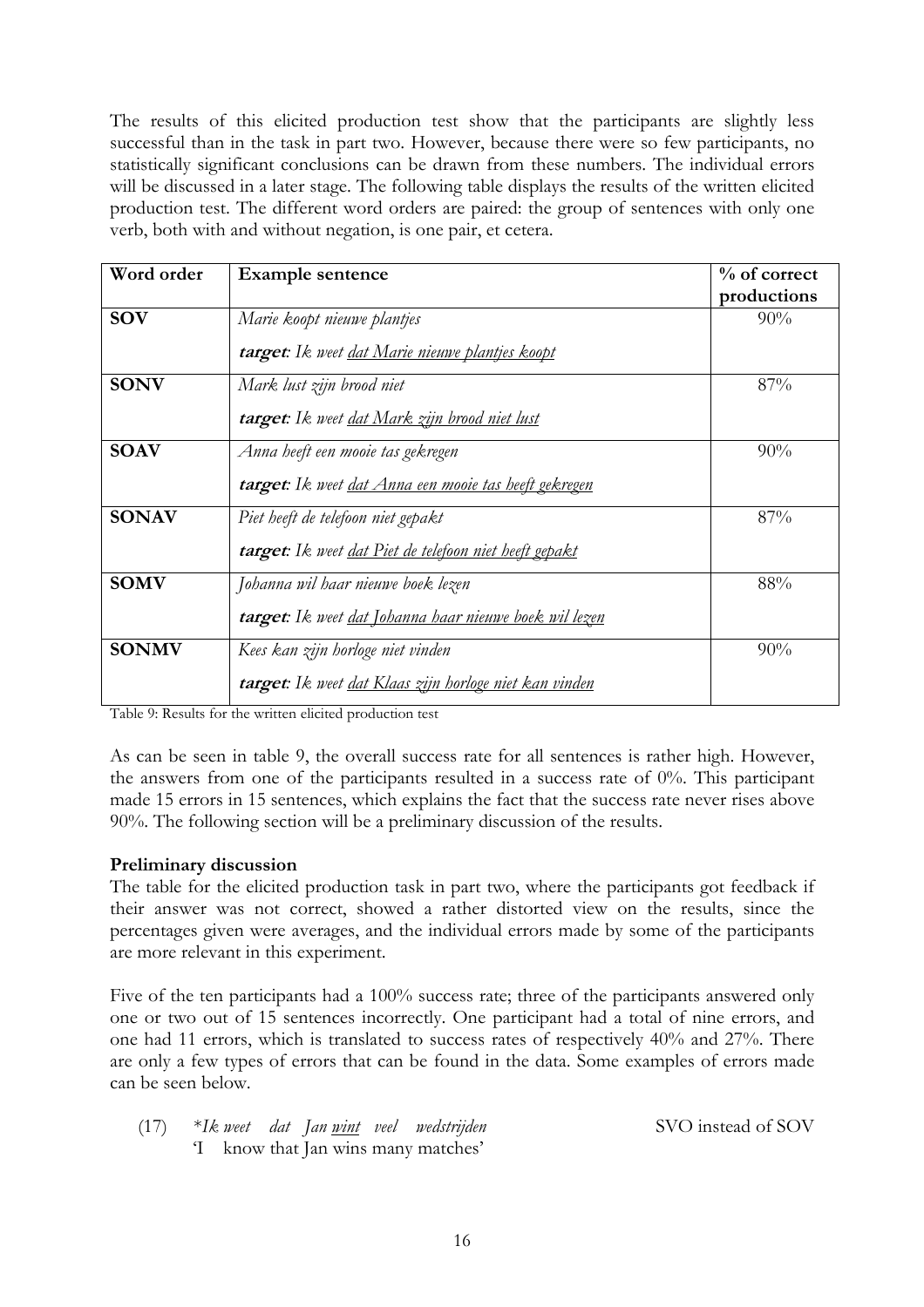The results of this elicited production test show that the participants are slightly less successful than in the task in part two. However, because there were so few participants, no statistically significant conclusions can be drawn from these numbers. The individual errors will be discussed in a later stage. The following table displays the results of the written elicited production test. The different word orders are paired: the group of sentences with only one verb, both with and without negation, is one pair, et cetera.

| Word order | Example sentence | % of correct productions |
|---|---|---|
| **SOV** | *Marie koopt nieuwe plantjes*<br>***target**: Ik weet dat Marie nieuwe plantjes koopt* | 90% |
| **SONV** | *Mark lust zijn brood niet*<br>***target**: Ik weet dat Mark zijn brood niet lust* | 87% |
| **SOAV** | *Anna heeft een mooie tas gekregen*<br>***target**: Ik weet dat Anna een mooie tas heeft gekregen* | 90% |
| **SONAV** | *Piet heeft de telefoon niet gepakt*<br>***target**: Ik weet dat Piet de telefoon niet heeft gepakt* | 87% |
| **SOMV** | *Johanna wil haar nieuwe boek lezen*<br>***target**: Ik weet dat Johanna haar nieuwe boek wil lezen* | 88% |
| **SONMV** | *Kees kan zijn horloge niet vinden*<br>***target**: Ik weet dat Klaas zijn horloge niet kan vinden* | 90% |

Table 9: Results for the written elicited production test

As can be seen in table 9, the overall success rate for all sentences is rather high. However, the answers from one of the participants resulted in a success rate of 0%. This participant made 15 errors in 15 sentences, which explains the fact that the success rate never rises above 90%. The following section will be a preliminary discussion of the results.

**Preliminary discussion**

The table for the elicited production task in part two, where the participants got feedback if their answer was not correct, showed a rather distorted view on the results, since the percentages given were averages, and the individual errors made by some of the participants are more relevant in this experiment.

Five of the ten participants had a 100% success rate; three of the participants answered only one or two out of 15 sentences incorrectly. One participant had a total of nine errors, and one had 11 errors, which is translated to success rates of respectively 40% and 27%. There are only a few types of errors that can be found in the data. Some examples of errors made can be seen below.

(17) *\*Ik weet dat Jan wint veel wedstrijden* SVO instead of SOV
'I know that Jan wins many matches'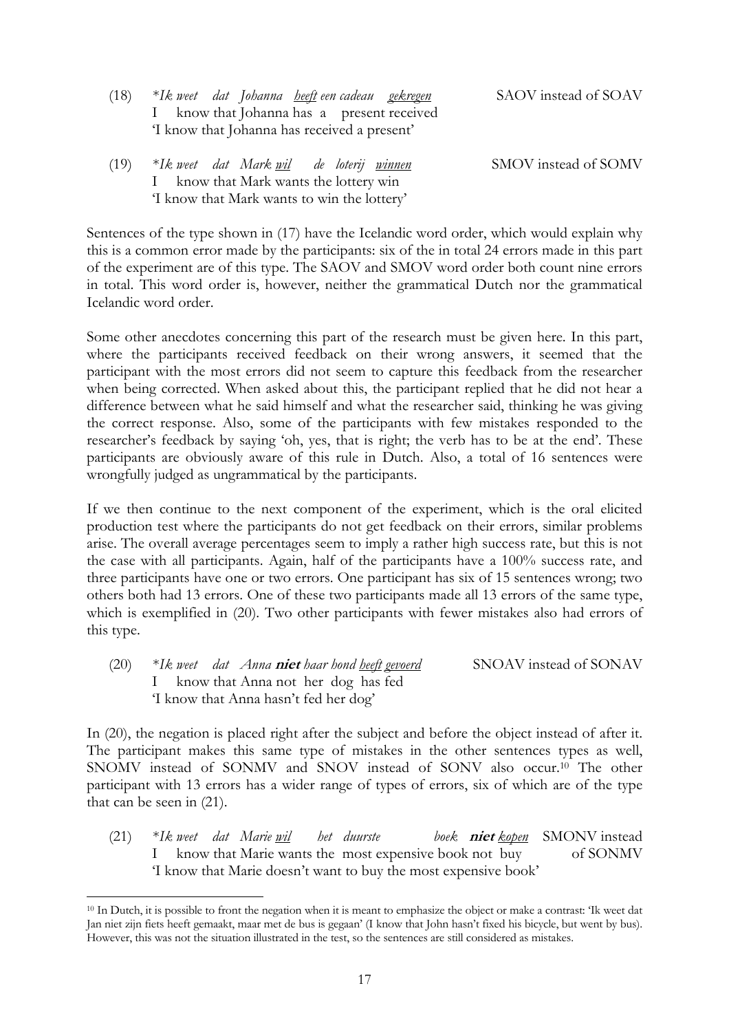(18) **Ik weet dat Johanna* <u>*heeft*</u> *een cadeau* <u>*gekregen*</u> SAOV instead of SOAV
I know that Johanna has a present received
'I know that Johanna has received a present'

(19) **Ik weet dat Mark* <u>*wil*</u> *de loterij* <u>*winnen*</u> SMOV instead of SOMV
I know that Mark wants the lottery win
'I know that Mark wants to win the lottery'

Sentences of the type shown in (17) have the Icelandic word order, which would explain why this is a common error made by the participants: six of the in total 24 errors made in this part of the experiment are of this type. The SAOV and SMOV word order both count nine errors in total. This word order is, however, neither the grammatical Dutch nor the grammatical Icelandic word order.

Some other anecdotes concerning this part of the research must be given here. In this part, where the participants received feedback on their wrong answers, it seemed that the participant with the most errors did not seem to capture this feedback from the researcher when being corrected. When asked about this, the participant replied that he did not hear a difference between what he said himself and what the researcher said, thinking he was giving the correct response. Also, some of the participants with few mistakes responded to the researcher's feedback by saying 'oh, yes, that is right; the verb has to be at the end'. These participants are obviously aware of this rule in Dutch. Also, a total of 16 sentences were wrongfully judged as ungrammatical by the participants.

If we then continue to the next component of the experiment, which is the oral elicited production test where the participants do not get feedback on their errors, similar problems arise. The overall average percentages seem to imply a rather high success rate, but this is not the case with all participants. Again, half of the participants have a 100% success rate, and three participants have one or two errors. One participant has six of 15 sentences wrong; two others both had 13 errors. One of these two participants made all 13 errors of the same type, which is exemplified in (20). Two other participants with fewer mistakes also had errors of this type.

(20) **Ik weet dat Anna* ***niet*** *haar hond* <u>*heeft*</u> <u>*gevoerd*</u> SNOAV instead of SONAV
I know that Anna not her dog has fed
'I know that Anna hasn't fed her dog'

In (20), the negation is placed right after the subject and before the object instead of after it. The participant makes this same type of mistakes in the other sentences types as well, SNOMV instead of SONMV and SNOV instead of SONV also occur.[10] The other participant with 13 errors has a wider range of types of errors, six of which are of the type that can be seen in (21).

(21) **Ik weet dat Marie* <u>*wil*</u> *het duurste boek* ***niet*** <u>*kopen*</u> SMONV instead of SONMV
I know that Marie wants the most expensive book not buy
'I know that Marie doesn't want to buy the most expensive book'

[10] In Dutch, it is possible to front the negation when it is meant to emphasize the object or make a contrast: 'Ik weet dat Jan niet zijn fiets heeft gemaakt, maar met de bus is gegaan' (I know that John hasn't fixed his bicycle, but went by bus). However, this was not the situation illustrated in the test, so the sentences are still considered as mistakes.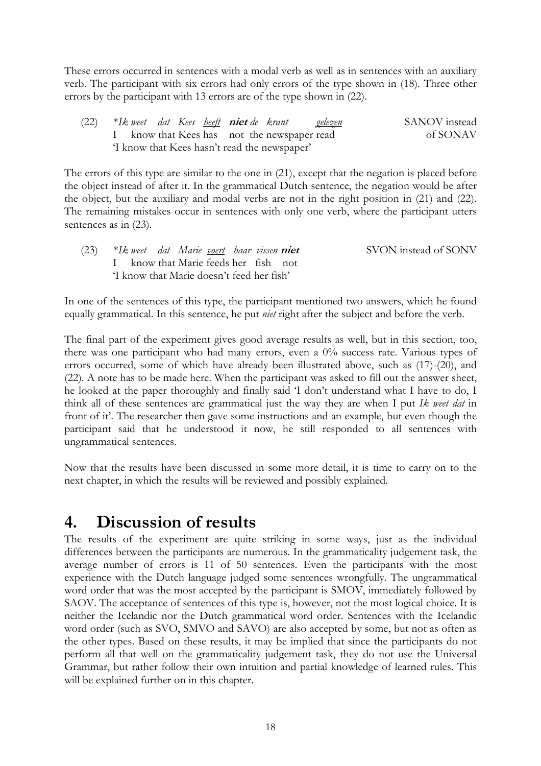These errors occurred in sentences with a modal verb as well as in sentences with an auxiliary verb. The participant with six errors had only errors of the type shown in (18). Three other errors by the participant with 13 errors are of the type shown in (22).

(22) *\*Ik weet dat Kees heeft* ***niet*** *de krant gelezen* SANOV instead of SONAV
I know that Kees has not the newspaper read
'I know that Kees hasn't read the newspaper'

The errors of this type are similar to the one in (21), except that the negation is placed before the object instead of after it. In the grammatical Dutch sentence, the negation would be after the object, but the auxiliary and modal verbs are not in the right position in (21) and (22). The remaining mistakes occur in sentences with only one verb, where the participant utters sentences as in (23).

(23) *\*Ik weet dat Marie voert haar vissen* ***niet*** SVON instead of SONV
I know that Marie feeds her fish not
'I know that Marie doesn't feed her fish'

In one of the sentences of this type, the participant mentioned two answers, which he found equally grammatical. In this sentence, he put *niet* right after the subject and before the verb.

The final part of the experiment gives good average results as well, but in this section, too, there was one participant who had many errors, even a 0% success rate. Various types of errors occurred, some of which have already been illustrated above, such as (17)-(20), and (22). A note has to be made here. When the participant was asked to fill out the answer sheet, he looked at the paper thoroughly and finally said 'I don't understand what I have to do, I think all of these sentences are grammatical just the way they are when I put *Ik weet dat* in front of it'. The researcher then gave some instructions and an example, but even though the participant said that he understood it now, he still responded to all sentences with ungrammatical sentences.

Now that the results have been discussed in some more detail, it is time to carry on to the next chapter, in which the results will be reviewed and possibly explained.

# 4. Discussion of results

The results of the experiment are quite striking in some ways, just as the individual differences between the participants are numerous. In the grammaticality judgement task, the average number of errors is 11 of 50 sentences. Even the participants with the most experience with the Dutch language judged some sentences wrongfully. The ungrammatical word order that was the most accepted by the participant is SMOV, immediately followed by SAOV. The acceptance of sentences of this type is, however, not the most logical choice. It is neither the Icelandic nor the Dutch grammatical word order. Sentences with the Icelandic word order (such as SVO, SMVO and SAVO) are also accepted by some, but not as often as the other types. Based on these results, it may be implied that since the participants do not perform all that well on the grammaticality judgement task, they do not use the Universal Grammar, but rather follow their own intuition and partial knowledge of learned rules. This will be explained further on in this chapter.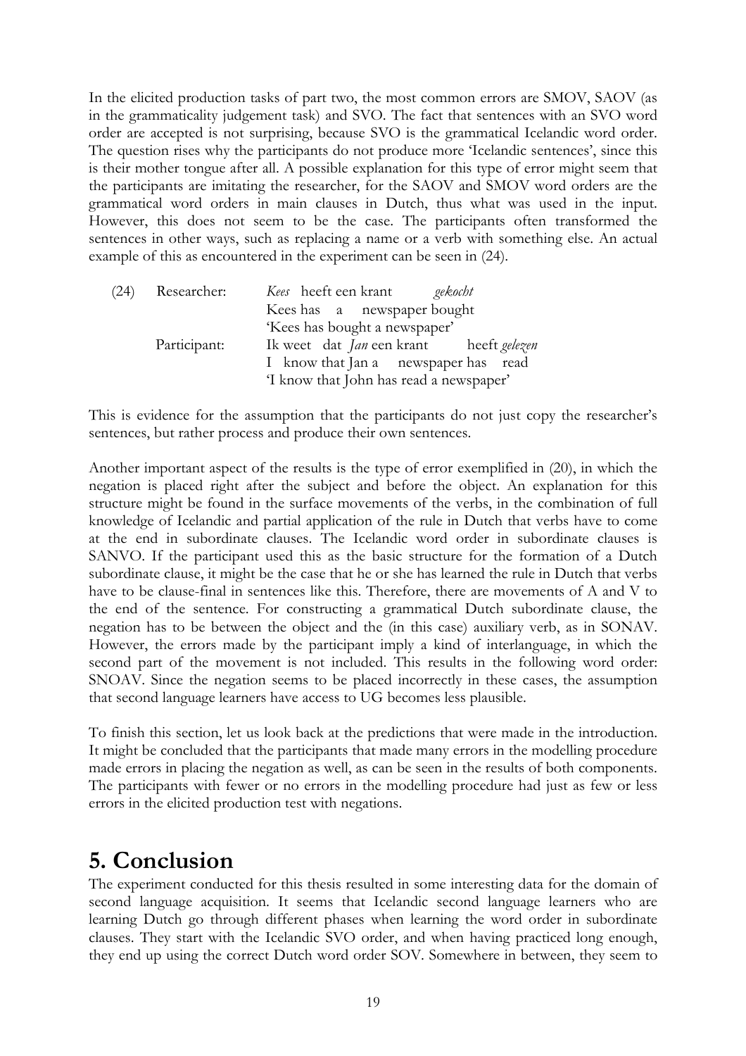In the elicited production tasks of part two, the most common errors are SMOV, SAOV (as in the grammaticality judgement task) and SVO. The fact that sentences with an SVO word order are accepted is not surprising, because SVO is the grammatical Icelandic word order. The question rises why the participants do not produce more 'Icelandic sentences', since this is their mother tongue after all. A possible explanation for this type of error might seem that the participants are imitating the researcher, for the SAOV and SMOV word orders are the grammatical word orders in main clauses in Dutch, thus what was used in the input. However, this does not seem to be the case. The participants often transformed the sentences in other ways, such as replacing a name or a verb with something else. An actual example of this as encountered in the experiment can be seen in (24).

(24) Researcher: *Kees* heeft een krant *gekocht*
Kees has a newspaper bought
'Kees has bought a newspaper'
Participant: Ik weet dat *Jan* een krant heeft *gelezen*
I know that Jan a newspaper has read
'I know that John has read a newspaper'

This is evidence for the assumption that the participants do not just copy the researcher's sentences, but rather process and produce their own sentences.

Another important aspect of the results is the type of error exemplified in (20), in which the negation is placed right after the subject and before the object. An explanation for this structure might be found in the surface movements of the verbs, in the combination of full knowledge of Icelandic and partial application of the rule in Dutch that verbs have to come at the end in subordinate clauses. The Icelandic word order in subordinate clauses is SANVO. If the participant used this as the basic structure for the formation of a Dutch subordinate clause, it might be the case that he or she has learned the rule in Dutch that verbs have to be clause-final in sentences like this. Therefore, there are movements of A and V to the end of the sentence. For constructing a grammatical Dutch subordinate clause, the negation has to be between the object and the (in this case) auxiliary verb, as in SONAV. However, the errors made by the participant imply a kind of interlanguage, in which the second part of the movement is not included. This results in the following word order: SNOAV. Since the negation seems to be placed incorrectly in these cases, the assumption that second language learners have access to UG becomes less plausible.

To finish this section, let us look back at the predictions that were made in the introduction. It might be concluded that the participants that made many errors in the modelling procedure made errors in placing the negation as well, as can be seen in the results of both components. The participants with fewer or no errors in the modelling procedure had just as few or less errors in the elicited production test with negations.

# 5. Conclusion

The experiment conducted for this thesis resulted in some interesting data for the domain of second language acquisition. It seems that Icelandic second language learners who are learning Dutch go through different phases when learning the word order in subordinate clauses. They start with the Icelandic SVO order, and when having practiced long enough, they end up using the correct Dutch word order SOV. Somewhere in between, they seem to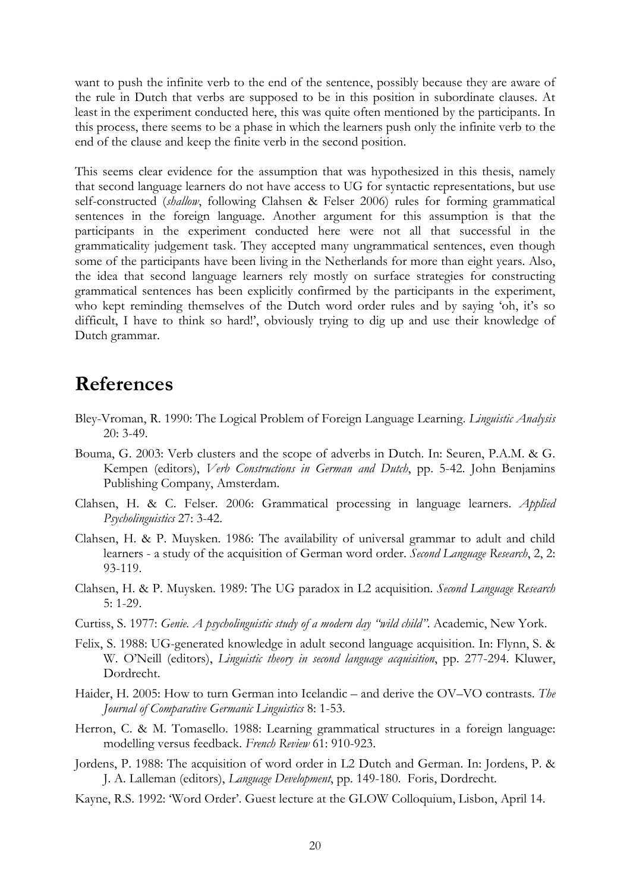want to push the infinite verb to the end of the sentence, possibly because they are aware of the rule in Dutch that verbs are supposed to be in this position in subordinate clauses. At least in the experiment conducted here, this was quite often mentioned by the participants. In this process, there seems to be a phase in which the learners push only the infinite verb to the end of the clause and keep the finite verb in the second position.

This seems clear evidence for the assumption that was hypothesized in this thesis, namely that second language learners do not have access to UG for syntactic representations, but use self-constructed (*shallow*, following Clahsen & Felser 2006) rules for forming grammatical sentences in the foreign language. Another argument for this assumption is that the participants in the experiment conducted here were not all that successful in the grammaticality judgement task. They accepted many ungrammatical sentences, even though some of the participants have been living in the Netherlands for more than eight years. Also, the idea that second language learners rely mostly on surface strategies for constructing grammatical sentences has been explicitly confirmed by the participants in the experiment, who kept reminding themselves of the Dutch word order rules and by saying 'oh, it's so difficult, I have to think so hard!', obviously trying to dig up and use their knowledge of Dutch grammar.

# References

Bley-Vroman, R. 1990: The Logical Problem of Foreign Language Learning. *Linguistic Analysis* 20: 3-49.

Bouma, G. 2003: Verb clusters and the scope of adverbs in Dutch. In: Seuren, P.A.M. & G. Kempen (editors), *Verb Constructions in German and Dutch*, pp. 5-42. John Benjamins Publishing Company, Amsterdam.

Clahsen, H. & C. Felser. 2006: Grammatical processing in language learners. *Applied Psycholinguistics* 27: 3-42.

Clahsen, H. & P. Muysken. 1986: The availability of universal grammar to adult and child learners - a study of the acquisition of German word order. *Second Language Research*, 2, 2: 93-119.

Clahsen, H. & P. Muysken. 1989: The UG paradox in L2 acquisition. *Second Language Research* 5: 1-29.

Curtiss, S. 1977: *Genie. A psycholinguistic study of a modern day "wild child"*. Academic, New York.

Felix, S. 1988: UG-generated knowledge in adult second language acquisition. In: Flynn, S. & W. O'Neill (editors), *Linguistic theory in second language acquisition*, pp. 277-294. Kluwer, Dordrecht.

Haider, H. 2005: How to turn German into Icelandic – and derive the OV–VO contrasts. *The Journal of Comparative Germanic Linguistics* 8: 1-53.

Herron, C. & M. Tomasello. 1988: Learning grammatical structures in a foreign language: modelling versus feedback. *French Review* 61: 910-923.

Jordens, P. 1988: The acquisition of word order in L2 Dutch and German. In: Jordens, P. & J. A. Lalleman (editors), *Language Development*, pp. 149-180. Foris, Dordrecht.

Kayne, R.S. 1992: 'Word Order'. Guest lecture at the GLOW Colloquium, Lisbon, April 14.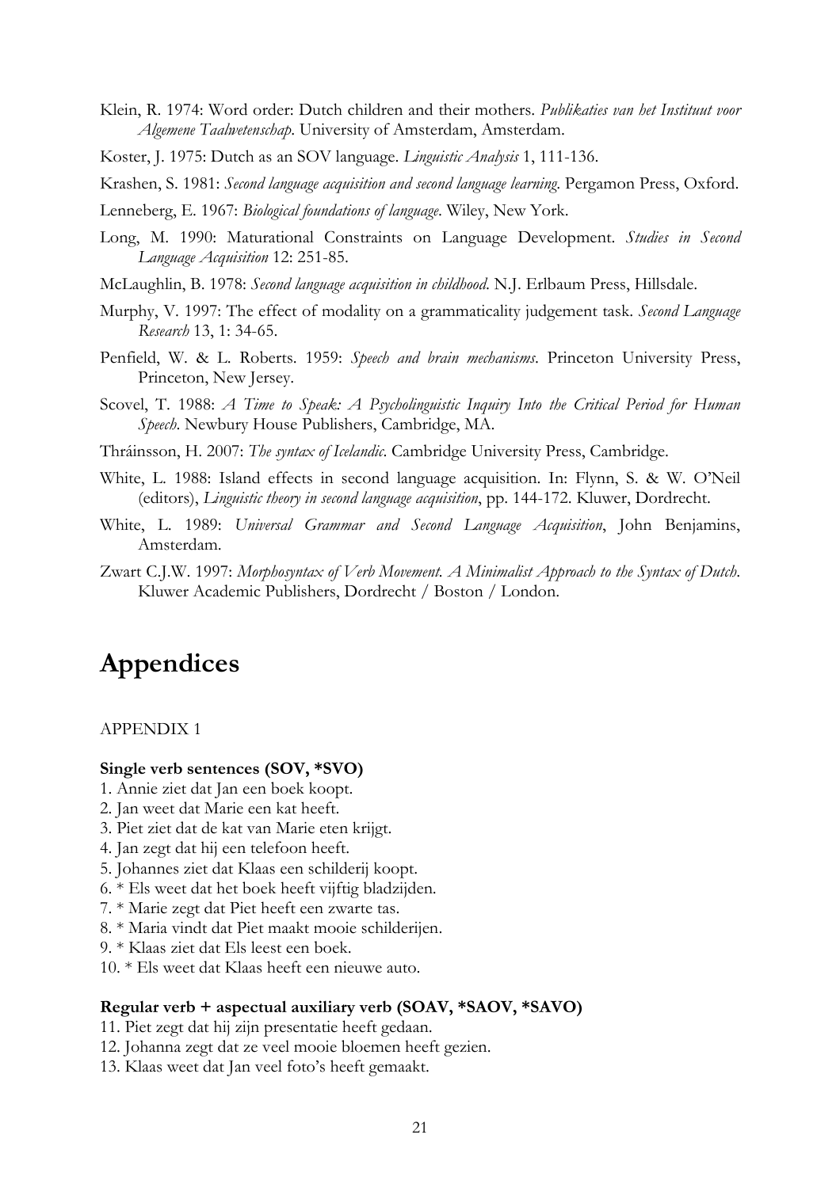Klein, R. 1974: Word order: Dutch children and their mothers. *Publikaties van het Instituut voor Algemene Taalwetenschap*. University of Amsterdam, Amsterdam.

Koster, J. 1975: Dutch as an SOV language. *Linguistic Analysis* 1, 111-136.

Krashen, S. 1981: *Second language acquisition and second language learning*. Pergamon Press, Oxford.

Lenneberg, E. 1967: *Biological foundations of language*. Wiley, New York.

Long, M. 1990: Maturational Constraints on Language Development. *Studies in Second Language Acquisition* 12: 251-85.

McLaughlin, B. 1978: *Second language acquisition in childhood*. N.J. Erlbaum Press, Hillsdale.

Murphy, V. 1997: The effect of modality on a grammaticality judgement task. *Second Language Research* 13, 1: 34-65.

Penfield, W. & L. Roberts. 1959: *Speech and brain mechanisms*. Princeton University Press, Princeton, New Jersey.

Scovel, T. 1988: *A Time to Speak: A Psycholinguistic Inquiry Into the Critical Period for Human Speech*. Newbury House Publishers, Cambridge, MA.

Thráinsson, H. 2007: *The syntax of Icelandic*. Cambridge University Press, Cambridge.

White, L. 1988: Island effects in second language acquisition. In: Flynn, S. & W. O'Neil (editors), *Linguistic theory in second language acquisition*, pp. 144-172. Kluwer, Dordrecht.

White, L. 1989: *Universal Grammar and Second Language Acquisition*, John Benjamins, Amsterdam.

Zwart C.J.W. 1997: *Morphosyntax of Verb Movement. A Minimalist Approach to the Syntax of Dutch*. Kluwer Academic Publishers, Dordrecht / Boston / London.

# Appendices

APPENDIX 1

**Single verb sentences (SOV, *SVO)**

1. Annie ziet dat Jan een boek koopt.
2. Jan weet dat Marie een kat heeft.
3. Piet ziet dat de kat van Marie eten krijgt.
4. Jan zegt dat hij een telefoon heeft.
5. Johannes ziet dat Klaas een schilderij koopt.
6. * Els weet dat het boek heeft vijftig bladzijden.
7. * Marie zegt dat Piet heeft een zwarte tas.
8. * Maria vindt dat Piet maakt mooie schilderijen.
9. * Klaas ziet dat Els leest een boek.
10. * Els weet dat Klaas heeft een nieuwe auto.

**Regular verb + aspectual auxiliary verb (SOAV, *SAOV, *SAVO)**

11. Piet zegt dat hij zijn presentatie heeft gedaan.
12. Johanna zegt dat ze veel mooie bloemen heeft gezien.
13. Klaas weet dat Jan veel foto's heeft gemaakt.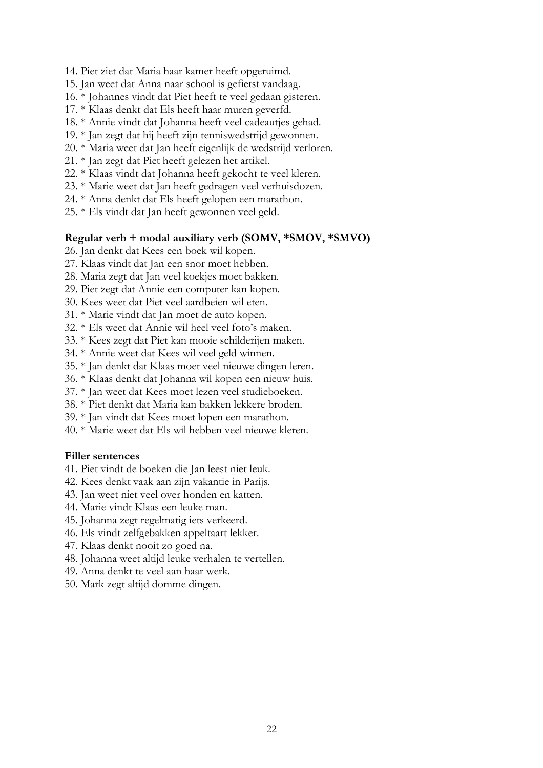14. Piet ziet dat Maria haar kamer heeft opgeruimd.
15. Jan weet dat Anna naar school is gefietst vandaag.
16. * Johannes vindt dat Piet heeft te veel gedaan gisteren.
17. * Klaas denkt dat Els heeft haar muren geverfd.
18. * Annie vindt dat Johanna heeft veel cadeautjes gehad.
19. * Jan zegt dat hij heeft zijn tenniswedstrijd gewonnen.
20. * Maria weet dat Jan heeft eigenlijk de wedstrijd verloren.
21. * Jan zegt dat Piet heeft gelezen het artikel.
22. * Klaas vindt dat Johanna heeft gekocht te veel kleren.
23. * Marie weet dat Jan heeft gedragen veel verhuisdozen.
24. * Anna denkt dat Els heeft gelopen een marathon.
25. * Els vindt dat Jan heeft gewonnen veel geld.

**Regular verb + modal auxiliary verb (SOMV, *SMOV, *SMVO)**

26. Jan denkt dat Kees een boek wil kopen.
27. Klaas vindt dat Jan een snor moet hebben.
28. Maria zegt dat Jan veel koekjes moet bakken.
29. Piet zegt dat Annie een computer kan kopen.
30. Kees weet dat Piet veel aardbeien wil eten.
31. * Marie vindt dat Jan moet de auto kopen.
32. * Els weet dat Annie wil heel veel foto's maken.
33. * Kees zegt dat Piet kan mooie schilderijen maken.
34. * Annie weet dat Kees wil veel geld winnen.
35. * Jan denkt dat Klaas moet veel nieuwe dingen leren.
36. * Klaas denkt dat Johanna wil kopen een nieuw huis.
37. * Jan weet dat Kees moet lezen veel studieboeken.
38. * Piet denkt dat Maria kan bakken lekkere broden.
39. * Jan vindt dat Kees moet lopen een marathon.
40. * Marie weet dat Els wil hebben veel nieuwe kleren.

**Filler sentences**

41. Piet vindt de boeken die Jan leest niet leuk.
42. Kees denkt vaak aan zijn vakantie in Parijs.
43. Jan weet niet veel over honden en katten.
44. Marie vindt Klaas een leuke man.
45. Johanna zegt regelmatig iets verkeerd.
46. Els vindt zelfgebakken appeltaart lekker.
47. Klaas denkt nooit zo goed na.
48. Johanna weet altijd leuke verhalen te vertellen.
49. Anna denkt te veel aan haar werk.
50. Mark zegt altijd domme dingen.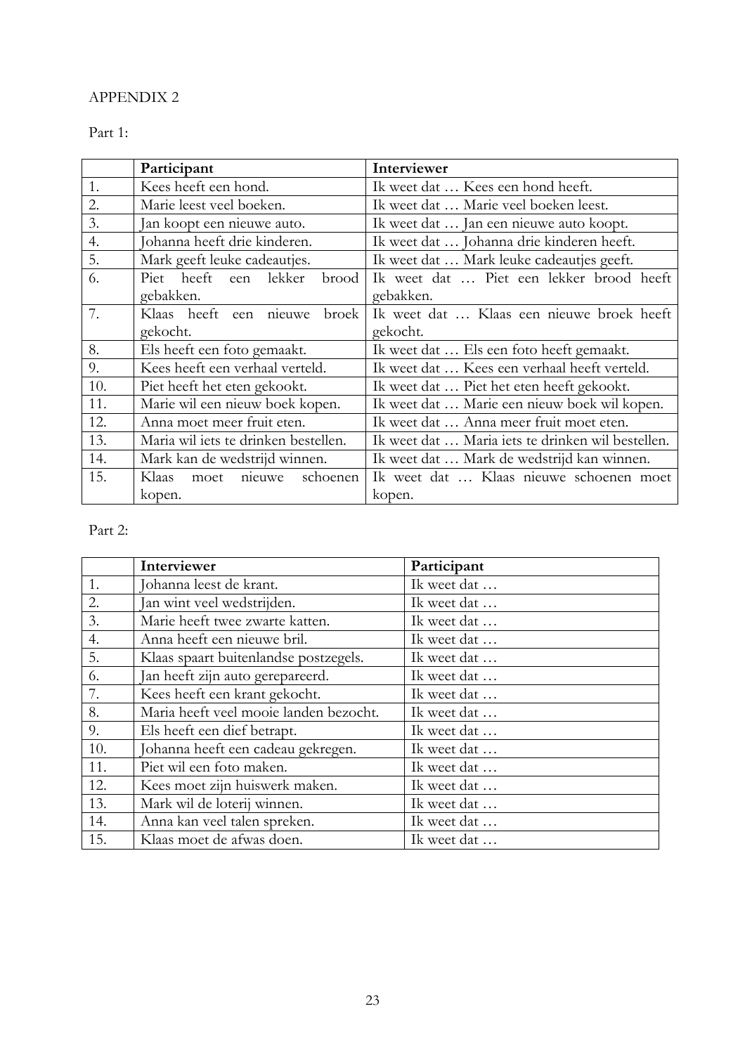APPENDIX 2

Part 1:

| | Participant | Interviewer |
|---|---|---|
| 1. | Kees heeft een hond. | Ik weet dat … Kees een hond heeft. |
| 2. | Marie leest veel boeken. | Ik weet dat … Marie veel boeken leest. |
| 3. | Jan koopt een nieuwe auto. | Ik weet dat … Jan een nieuwe auto koopt. |
| 4. | Johanna heeft drie kinderen. | Ik weet dat … Johanna drie kinderen heeft. |
| 5. | Mark geeft leuke cadeautjes. | Ik weet dat … Mark leuke cadeautjes geeft. |
| 6. | Piet heeft een lekker brood gebakken. | Ik weet dat … Piet een lekker brood heeft gebakken. |
| 7. | Klaas heeft een nieuwe broek gekocht. | Ik weet dat … Klaas een nieuwe broek heeft gekocht. |
| 8. | Els heeft een foto gemaakt. | Ik weet dat … Els een foto heeft gemaakt. |
| 9. | Kees heeft een verhaal verteld. | Ik weet dat … Kees een verhaal heeft verteld. |
| 10. | Piet heeft het eten gekookt. | Ik weet dat … Piet het eten heeft gekookt. |
| 11. | Marie wil een nieuw boek kopen. | Ik weet dat … Marie een nieuw boek wil kopen. |
| 12. | Anna moet meer fruit eten. | Ik weet dat … Anna meer fruit moet eten. |
| 13. | Maria wil iets te drinken bestellen. | Ik weet dat … Maria iets te drinken wil bestellen. |
| 14. | Mark kan de wedstrijd winnen. | Ik weet dat … Mark de wedstrijd kan winnen. |
| 15. | Klaas moet nieuwe schoenen kopen. | Ik weet dat … Klaas nieuwe schoenen moet kopen. |

Part 2:

| | Interviewer | Participant |
|---|---|---|
| 1. | Johanna leest de krant. | Ik weet dat … |
| 2. | Jan wint veel wedstrijden. | Ik weet dat … |
| 3. | Marie heeft twee zwarte katten. | Ik weet dat … |
| 4. | Anna heeft een nieuwe bril. | Ik weet dat … |
| 5. | Klaas spaart buitenlandse postzegels. | Ik weet dat … |
| 6. | Jan heeft zijn auto gerepareerd. | Ik weet dat … |
| 7. | Kees heeft een krant gekocht. | Ik weet dat … |
| 8. | Maria heeft veel mooie landen bezocht. | Ik weet dat … |
| 9. | Els heeft een dief betrapt. | Ik weet dat … |
| 10. | Johanna heeft een cadeau gekregen. | Ik weet dat … |
| 11. | Piet wil een foto maken. | Ik weet dat … |
| 12. | Kees moet zijn huiswerk maken. | Ik weet dat … |
| 13. | Mark wil de loterij winnen. | Ik weet dat … |
| 14. | Anna kan veel talen spreken. | Ik weet dat … |
| 15. | Klaas moet de afwas doen. | Ik weet dat … |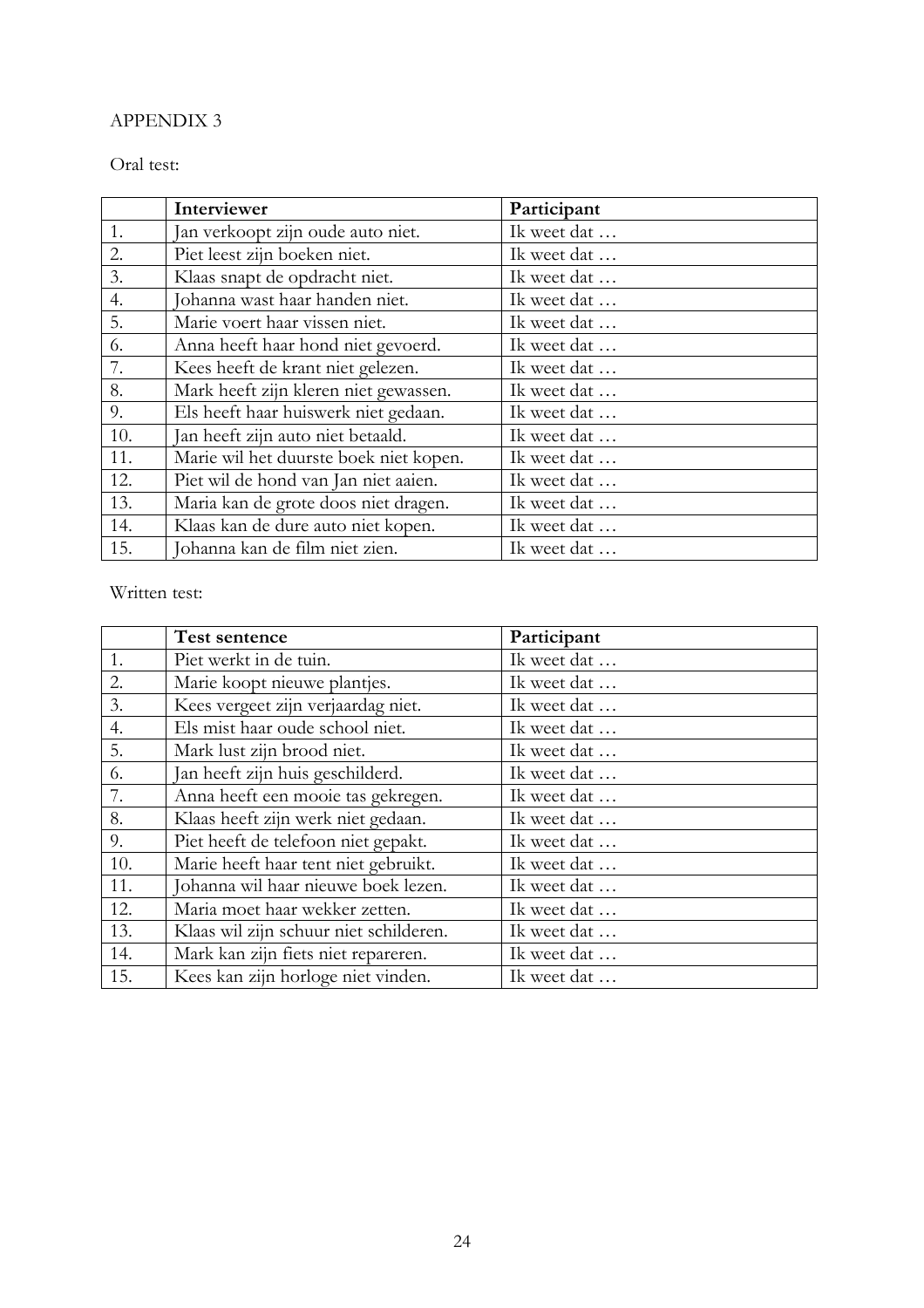APPENDIX 3

Oral test:

| | Interviewer | Participant |
|---|---|---|
| 1. | Jan verkoopt zijn oude auto niet. | Ik weet dat … |
| 2. | Piet leest zijn boeken niet. | Ik weet dat … |
| 3. | Klaas snapt de opdracht niet. | Ik weet dat … |
| 4. | Johanna wast haar handen niet. | Ik weet dat … |
| 5. | Marie voert haar vissen niet. | Ik weet dat … |
| 6. | Anna heeft haar hond niet gevoerd. | Ik weet dat … |
| 7. | Kees heeft de krant niet gelezen. | Ik weet dat … |
| 8. | Mark heeft zijn kleren niet gewassen. | Ik weet dat … |
| 9. | Els heeft haar huiswerk niet gedaan. | Ik weet dat … |
| 10. | Jan heeft zijn auto niet betaald. | Ik weet dat … |
| 11. | Marie wil het duurste boek niet kopen. | Ik weet dat … |
| 12. | Piet wil de hond van Jan niet aaien. | Ik weet dat … |
| 13. | Maria kan de grote doos niet dragen. | Ik weet dat … |
| 14. | Klaas kan de dure auto niet kopen. | Ik weet dat … |
| 15. | Johanna kan de film niet zien. | Ik weet dat … |

Written test:

| | Test sentence | Participant |
|---|---|---|
| 1. | Piet werkt in de tuin. | Ik weet dat … |
| 2. | Marie koopt nieuwe plantjes. | Ik weet dat … |
| 3. | Kees vergeet zijn verjaardag niet. | Ik weet dat … |
| 4. | Els mist haar oude school niet. | Ik weet dat … |
| 5. | Mark lust zijn brood niet. | Ik weet dat … |
| 6. | Jan heeft zijn huis geschilderd. | Ik weet dat … |
| 7. | Anna heeft een mooie tas gekregen. | Ik weet dat … |
| 8. | Klaas heeft zijn werk niet gedaan. | Ik weet dat … |
| 9. | Piet heeft de telefoon niet gepakt. | Ik weet dat … |
| 10. | Marie heeft haar tent niet gebruikt. | Ik weet dat … |
| 11. | Johanna wil haar nieuwe boek lezen. | Ik weet dat … |
| 12. | Maria moet haar wekker zetten. | Ik weet dat … |
| 13. | Klaas wil zijn schuur niet schilderen. | Ik weet dat … |
| 14. | Mark kan zijn fiets niet repareren. | Ik weet dat … |
| 15. | Kees kan zijn horloge niet vinden. | Ik weet dat … |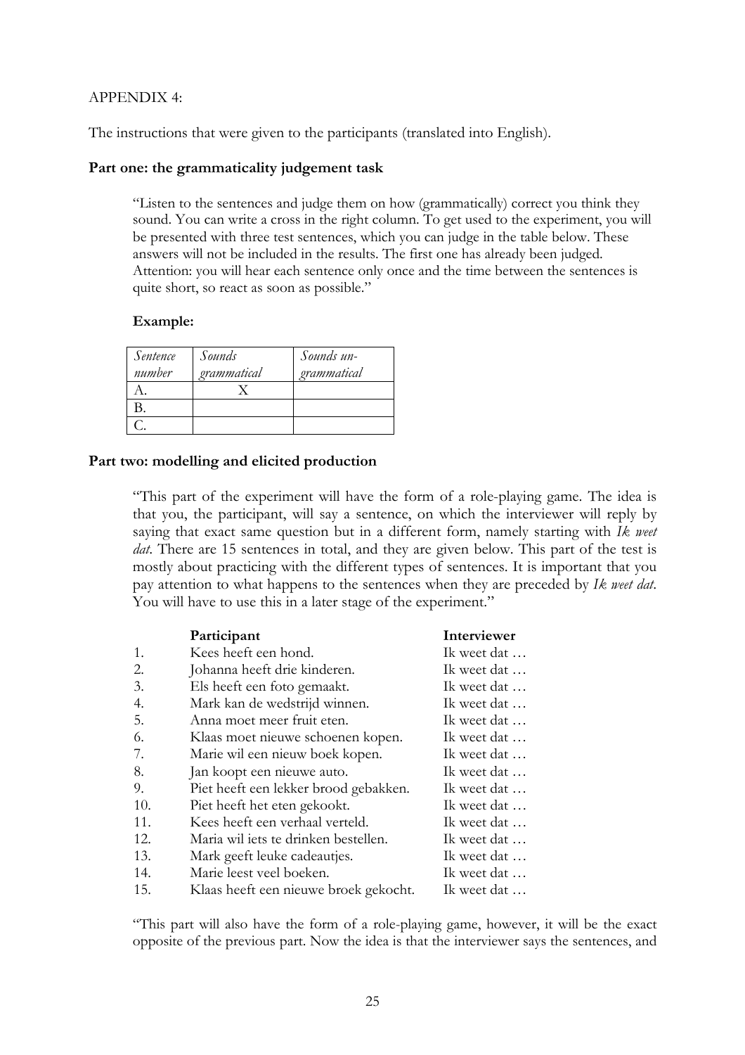APPENDIX 4:

The instructions that were given to the participants (translated into English).

**Part one: the grammaticality judgement task**

> "Listen to the sentences and judge them on how (grammatically) correct you think they sound. You can write a cross in the right column. To get used to the experiment, you will be presented with three test sentences, which you can judge in the table below. These answers will not be included in the results. The first one has already been judged. Attention: you will hear each sentence only once and the time between the sentences is quite short, so react as soon as possible."

**Example:**

| *Sentence number* | *Sounds grammatical* | *Sounds un-grammatical* |
|---|---|---|
| A. | X | |
| B. | | |
| C. | | |

**Part two: modelling and elicited production**

> "This part of the experiment will have the form of a role-playing game. The idea is that you, the participant, will say a sentence, on which the interviewer will reply by saying that exact same question but in a different form, namely starting with *Ik weet dat*. There are 15 sentences in total, and they are given below. This part of the test is mostly about practicing with the different types of sentences. It is important that you pay attention to what happens to the sentences when they are preceded by *Ik weet dat*. You will have to use this in a later stage of the experiment."

| | **Participant** | **Interviewer** |
|---|---|---|
| 1. | Kees heeft een hond. | Ik weet dat … |
| 2. | Johanna heeft drie kinderen. | Ik weet dat … |
| 3. | Els heeft een foto gemaakt. | Ik weet dat … |
| 4. | Mark kan de wedstrijd winnen. | Ik weet dat … |
| 5. | Anna moet meer fruit eten. | Ik weet dat … |
| 6. | Klaas moet nieuwe schoenen kopen. | Ik weet dat … |
| 7. | Marie wil een nieuw boek kopen. | Ik weet dat … |
| 8. | Jan koopt een nieuwe auto. | Ik weet dat … |
| 9. | Piet heeft een lekker brood gebakken. | Ik weet dat … |
| 10. | Piet heeft het eten gekookt. | Ik weet dat … |
| 11. | Kees heeft een verhaal verteld. | Ik weet dat … |
| 12. | Maria wil iets te drinken bestellen. | Ik weet dat … |
| 13. | Mark geeft leuke cadeautjes. | Ik weet dat … |
| 14. | Marie leest veel boeken. | Ik weet dat … |
| 15. | Klaas heeft een nieuwe broek gekocht. | Ik weet dat … |

> "This part will also have the form of a role-playing game, however, it will be the exact opposite of the previous part. Now the idea is that the interviewer says the sentences, and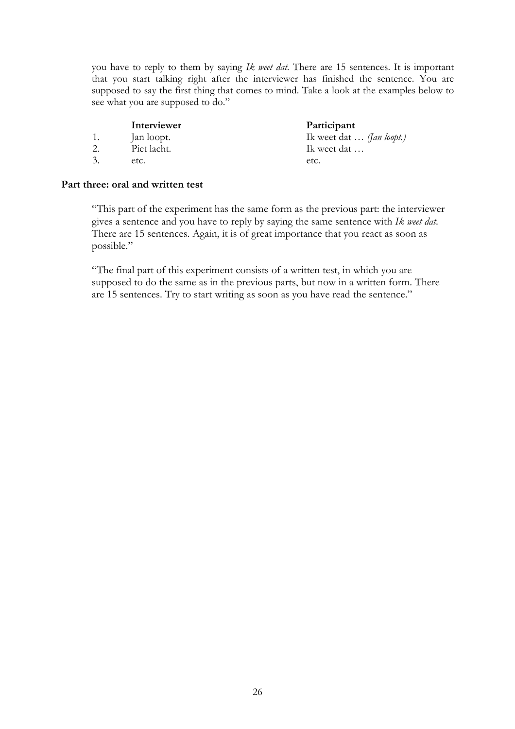you have to reply to them by saying *Ik weet dat*. There are 15 sentences. It is important that you start talking right after the interviewer has finished the sentence. You are supposed to say the first thing that comes to mind. Take a look at the examples below to see what you are supposed to do."

| | Interviewer | Participant |
|---|---|---|
| 1. | Jan loopt. | Ik weet dat … *(Jan loopt.)* |
| 2. | Piet lacht. | Ik weet dat … |
| 3. | etc. | etc. |

**Part three: oral and written test**

"This part of the experiment has the same form as the previous part: the interviewer gives a sentence and you have to reply by saying the same sentence with *Ik weet dat*. There are 15 sentences. Again, it is of great importance that you react as soon as possible."

"The final part of this experiment consists of a written test, in which you are supposed to do the same as in the previous parts, but now in a written form. There are 15 sentences. Try to start writing as soon as you have read the sentence."